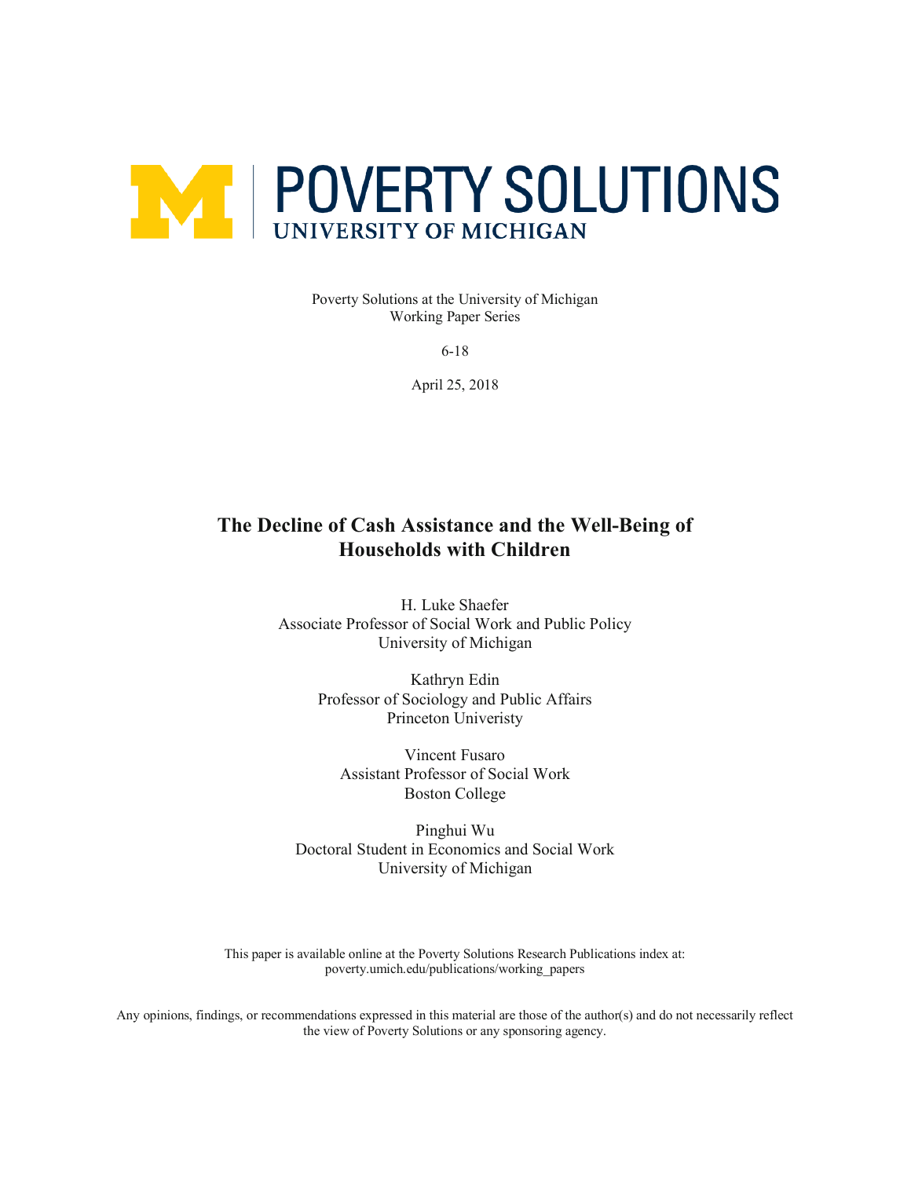# POVERTY SOLUTIONS
UNIVERSITY OF MICHIGAN

Poverty Solutions at the University of Michigan
Working Paper Series

6-18

April 25, 2018

## The Decline of Cash Assistance and the Well-Being of Households with Children

H. Luke Shaefer
Associate Professor of Social Work and Public Policy
University of Michigan

Kathryn Edin
Professor of Sociology and Public Affairs
Princeton Univeristy

Vincent Fusaro
Assistant Professor of Social Work
Boston College

Pinghui Wu
Doctoral Student in Economics and Social Work
University of Michigan

This paper is available online at the Poverty Solutions Research Publications index at:
poverty.umich.edu/publications/working_papers

Any opinions, findings, or recommendations expressed in this material are those of the author(s) and do not necessarily reflect the view of Poverty Solutions or any sponsoring agency.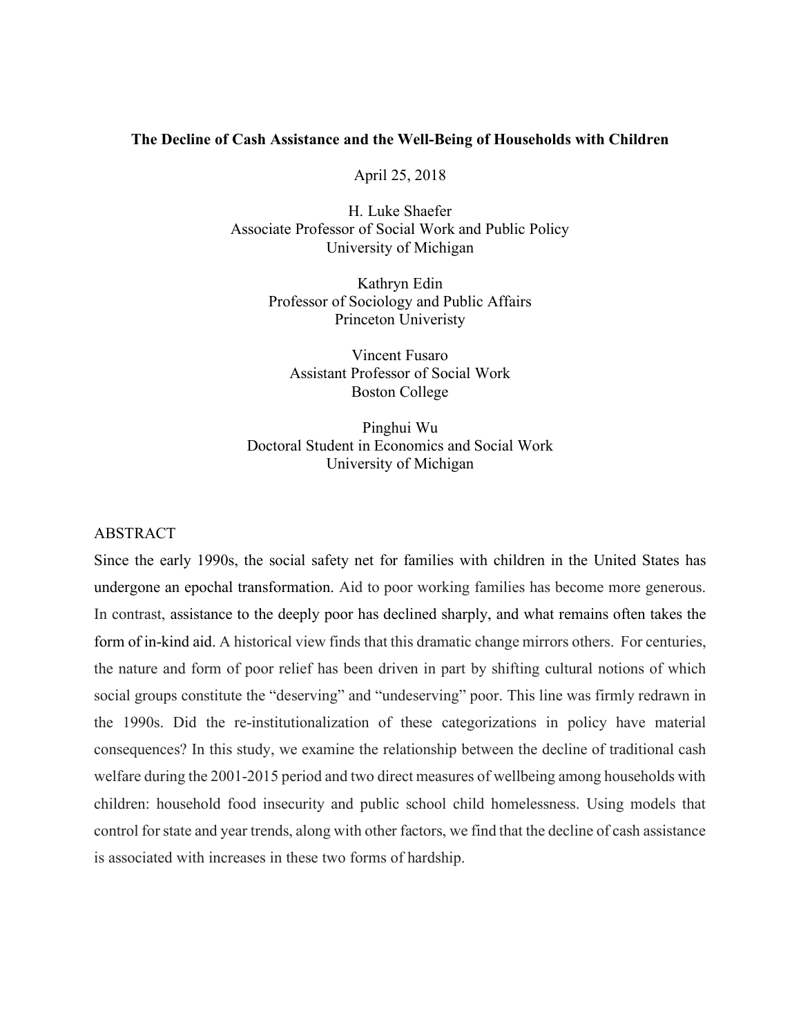**The Decline of Cash Assistance and the Well-Being of Households with Children**

April 25, 2018

H. Luke Shaefer
Associate Professor of Social Work and Public Policy
University of Michigan

Kathryn Edin
Professor of Sociology and Public Affairs
Princeton Univeristy

Vincent Fusaro
Assistant Professor of Social Work
Boston College

Pinghui Wu
Doctoral Student in Economics and Social Work
University of Michigan

ABSTRACT

Since the early 1990s, the social safety net for families with children in the United States has undergone an epochal transformation. Aid to poor working families has become more generous. In contrast, assistance to the deeply poor has declined sharply, and what remains often takes the form of in-kind aid. A historical view finds that this dramatic change mirrors others. For centuries, the nature and form of poor relief has been driven in part by shifting cultural notions of which social groups constitute the "deserving" and "undeserving" poor. This line was firmly redrawn in the 1990s. Did the re-institutionalization of these categorizations in policy have material consequences? In this study, we examine the relationship between the decline of traditional cash welfare during the 2001-2015 period and two direct measures of wellbeing among households with children: household food insecurity and public school child homelessness. Using models that control for state and year trends, along with other factors, we find that the decline of cash assistance is associated with increases in these two forms of hardship.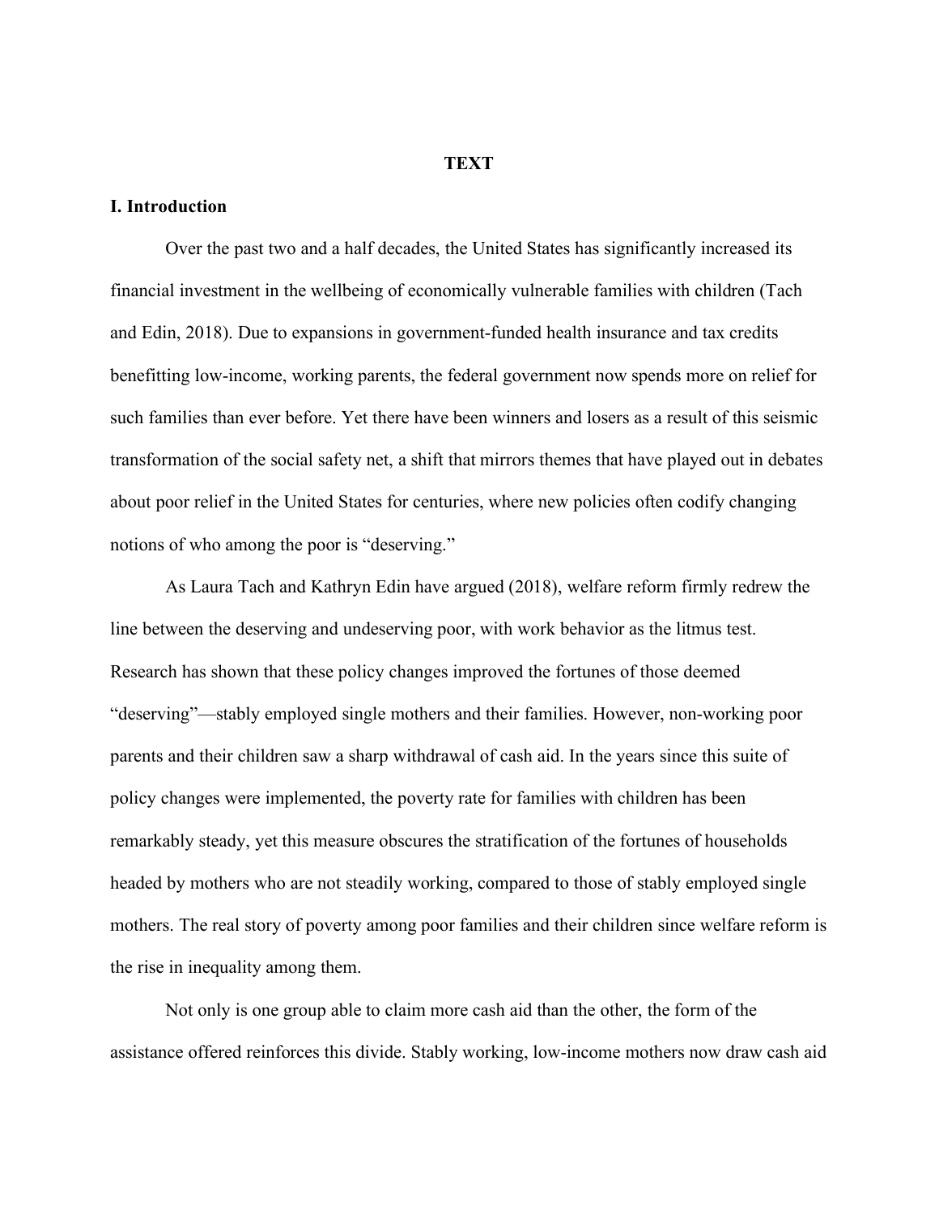**TEXT**

## I. Introduction

Over the past two and a half decades, the United States has significantly increased its financial investment in the wellbeing of economically vulnerable families with children (Tach and Edin, 2018). Due to expansions in government-funded health insurance and tax credits benefitting low-income, working parents, the federal government now spends more on relief for such families than ever before. Yet there have been winners and losers as a result of this seismic transformation of the social safety net, a shift that mirrors themes that have played out in debates about poor relief in the United States for centuries, where new policies often codify changing notions of who among the poor is "deserving."

As Laura Tach and Kathryn Edin have argued (2018), welfare reform firmly redrew the line between the deserving and undeserving poor, with work behavior as the litmus test. Research has shown that these policy changes improved the fortunes of those deemed "deserving"—stably employed single mothers and their families. However, non-working poor parents and their children saw a sharp withdrawal of cash aid. In the years since this suite of policy changes were implemented, the poverty rate for families with children has been remarkably steady, yet this measure obscures the stratification of the fortunes of households headed by mothers who are not steadily working, compared to those of stably employed single mothers. The real story of poverty among poor families and their children since welfare reform is the rise in inequality among them.

Not only is one group able to claim more cash aid than the other, the form of the assistance offered reinforces this divide. Stably working, low-income mothers now draw cash aid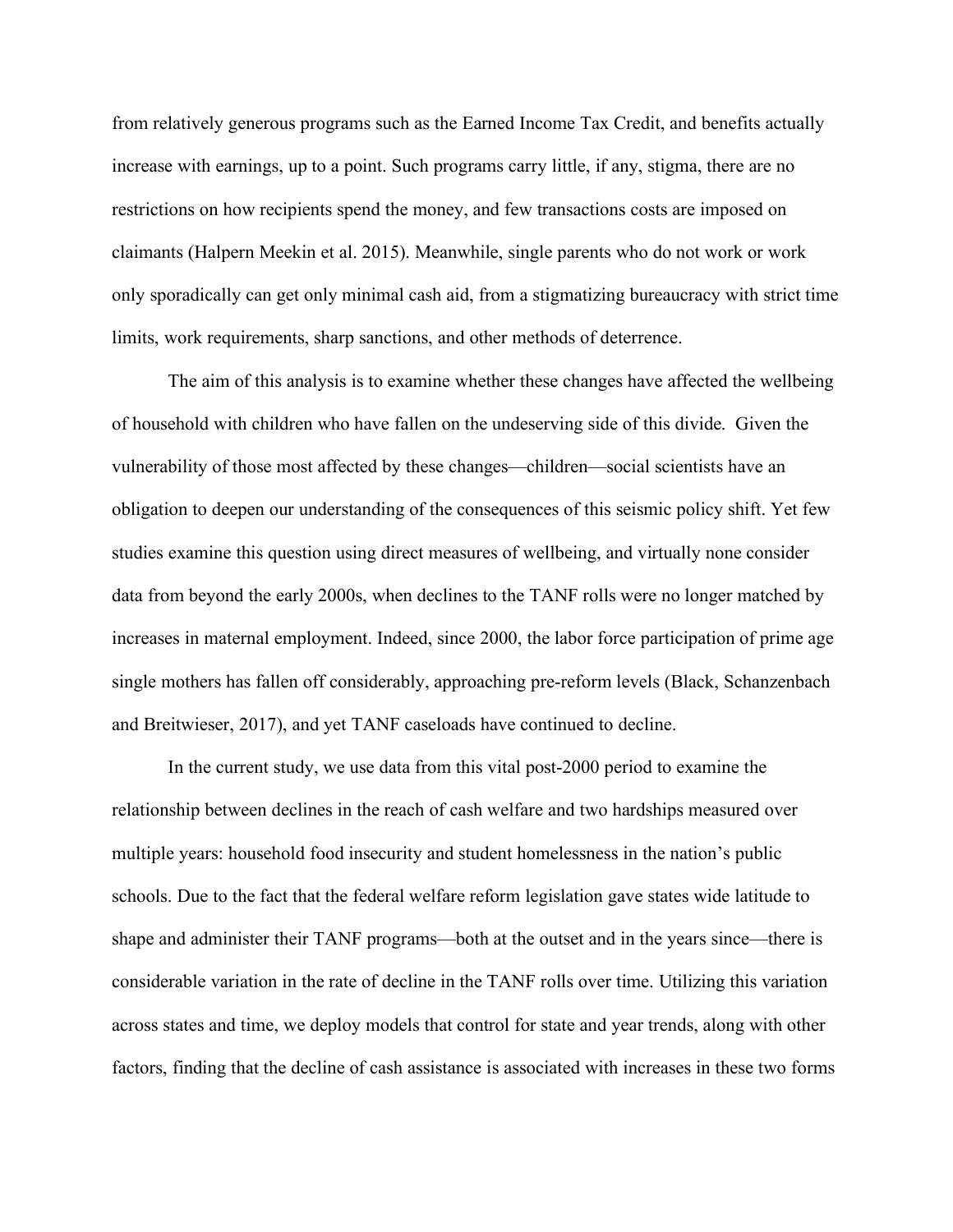from relatively generous programs such as the Earned Income Tax Credit, and benefits actually increase with earnings, up to a point. Such programs carry little, if any, stigma, there are no restrictions on how recipients spend the money, and few transactions costs are imposed on claimants (Halpern Meekin et al. 2015). Meanwhile, single parents who do not work or work only sporadically can get only minimal cash aid, from a stigmatizing bureaucracy with strict time limits, work requirements, sharp sanctions, and other methods of deterrence.

The aim of this analysis is to examine whether these changes have affected the wellbeing of household with children who have fallen on the undeserving side of this divide. Given the vulnerability of those most affected by these changes—children—social scientists have an obligation to deepen our understanding of the consequences of this seismic policy shift. Yet few studies examine this question using direct measures of wellbeing, and virtually none consider data from beyond the early 2000s, when declines to the TANF rolls were no longer matched by increases in maternal employment. Indeed, since 2000, the labor force participation of prime age single mothers has fallen off considerably, approaching pre-reform levels (Black, Schanzenbach and Breitwieser, 2017), and yet TANF caseloads have continued to decline.

In the current study, we use data from this vital post-2000 period to examine the relationship between declines in the reach of cash welfare and two hardships measured over multiple years: household food insecurity and student homelessness in the nation's public schools. Due to the fact that the federal welfare reform legislation gave states wide latitude to shape and administer their TANF programs—both at the outset and in the years since—there is considerable variation in the rate of decline in the TANF rolls over time. Utilizing this variation across states and time, we deploy models that control for state and year trends, along with other factors, finding that the decline of cash assistance is associated with increases in these two forms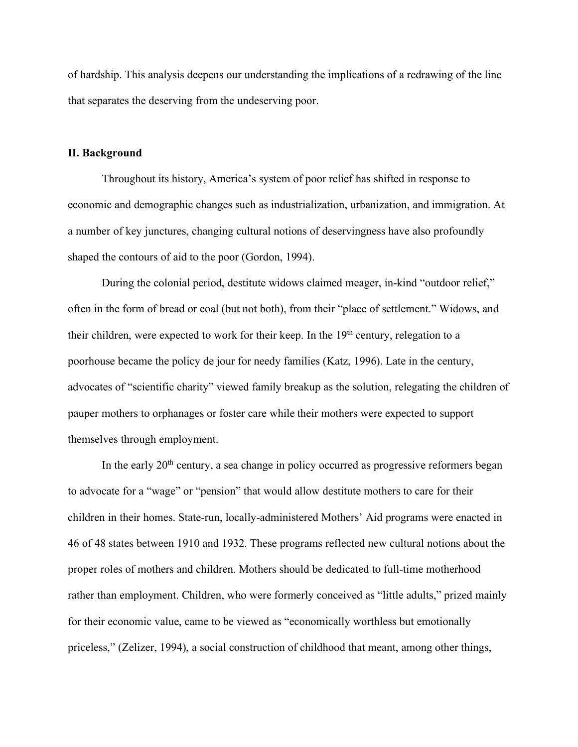of hardship. This analysis deepens our understanding the implications of a redrawing of the line that separates the deserving from the undeserving poor.

## II. Background

Throughout its history, America's system of poor relief has shifted in response to economic and demographic changes such as industrialization, urbanization, and immigration. At a number of key junctures, changing cultural notions of deservingness have also profoundly shaped the contours of aid to the poor (Gordon, 1994).

During the colonial period, destitute widows claimed meager, in-kind "outdoor relief," often in the form of bread or coal (but not both), from their "place of settlement." Widows, and their children, were expected to work for their keep. In the 19th century, relegation to a poorhouse became the policy de jour for needy families (Katz, 1996). Late in the century, advocates of "scientific charity" viewed family breakup as the solution, relegating the children of pauper mothers to orphanages or foster care while their mothers were expected to support themselves through employment.

In the early 20th century, a sea change in policy occurred as progressive reformers began to advocate for a "wage" or "pension" that would allow destitute mothers to care for their children in their homes. State-run, locally-administered Mothers' Aid programs were enacted in 46 of 48 states between 1910 and 1932. These programs reflected new cultural notions about the proper roles of mothers and children. Mothers should be dedicated to full-time motherhood rather than employment. Children, who were formerly conceived as "little adults," prized mainly for their economic value, came to be viewed as "economically worthless but emotionally priceless," (Zelizer, 1994), a social construction of childhood that meant, among other things,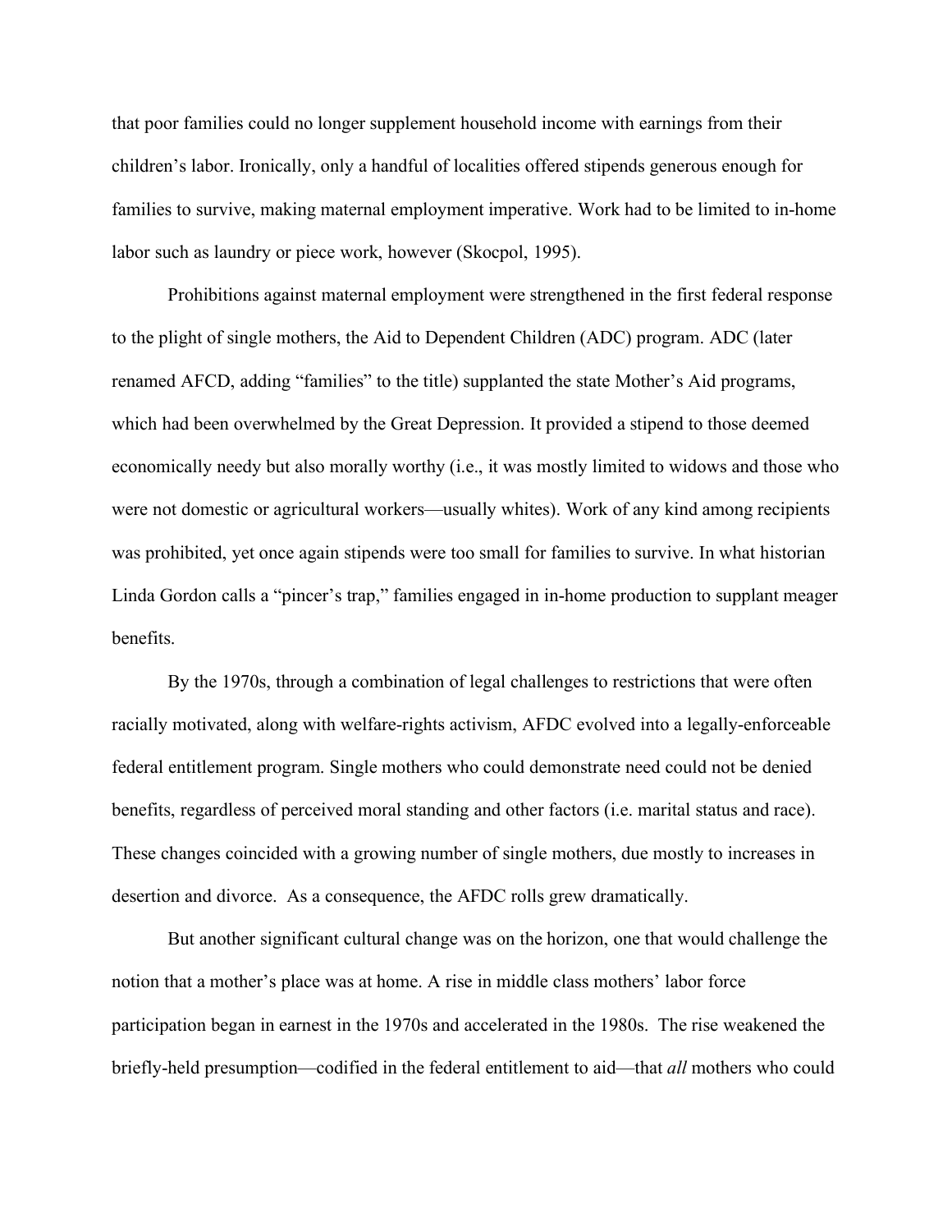that poor families could no longer supplement household income with earnings from their children's labor. Ironically, only a handful of localities offered stipends generous enough for families to survive, making maternal employment imperative. Work had to be limited to in-home labor such as laundry or piece work, however (Skocpol, 1995).

Prohibitions against maternal employment were strengthened in the first federal response to the plight of single mothers, the Aid to Dependent Children (ADC) program. ADC (later renamed AFCD, adding "families" to the title) supplanted the state Mother's Aid programs, which had been overwhelmed by the Great Depression. It provided a stipend to those deemed economically needy but also morally worthy (i.e., it was mostly limited to widows and those who were not domestic or agricultural workers—usually whites). Work of any kind among recipients was prohibited, yet once again stipends were too small for families to survive. In what historian Linda Gordon calls a "pincer's trap," families engaged in in-home production to supplant meager benefits.

By the 1970s, through a combination of legal challenges to restrictions that were often racially motivated, along with welfare-rights activism, AFDC evolved into a legally-enforceable federal entitlement program. Single mothers who could demonstrate need could not be denied benefits, regardless of perceived moral standing and other factors (i.e. marital status and race). These changes coincided with a growing number of single mothers, due mostly to increases in desertion and divorce. As a consequence, the AFDC rolls grew dramatically.

But another significant cultural change was on the horizon, one that would challenge the notion that a mother's place was at home. A rise in middle class mothers' labor force participation began in earnest in the 1970s and accelerated in the 1980s. The rise weakened the briefly-held presumption—codified in the federal entitlement to aid—that *all* mothers who could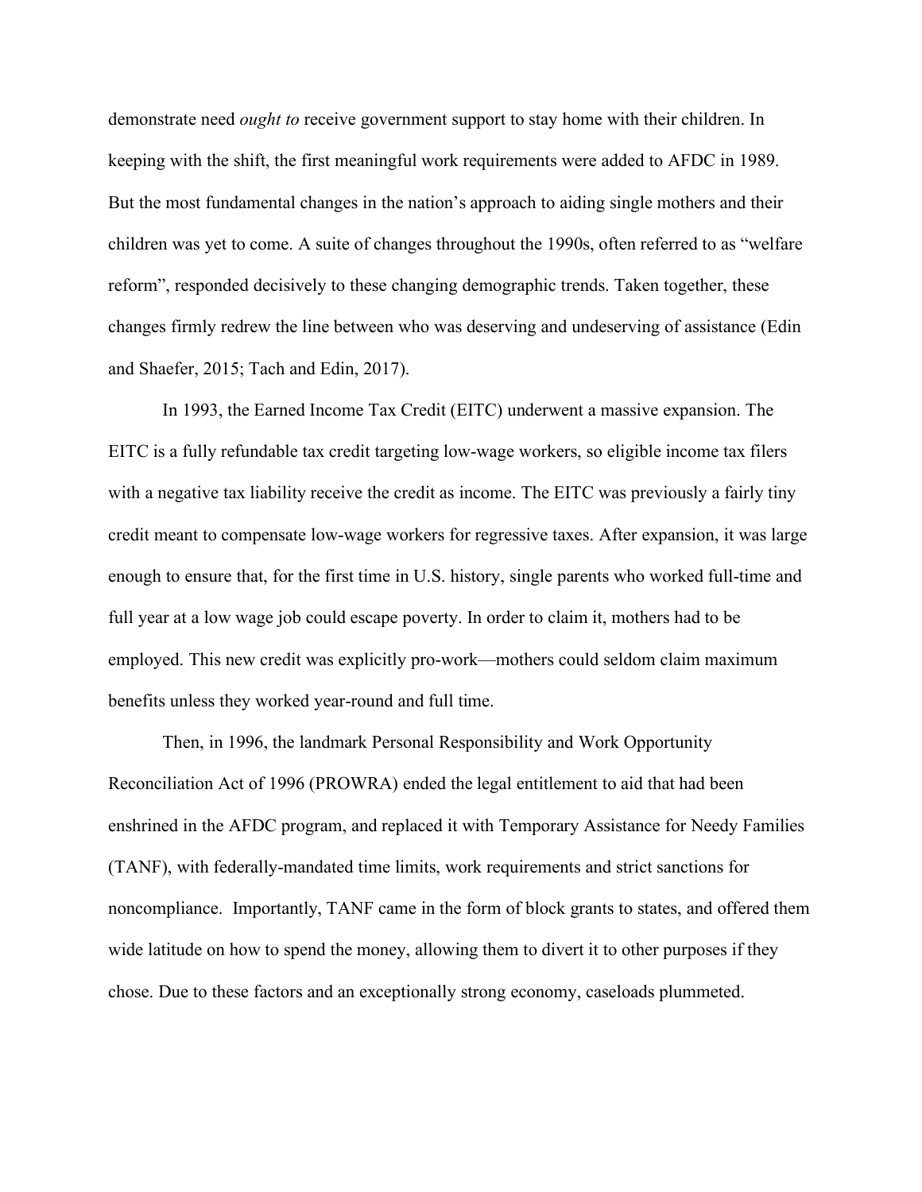demonstrate need *ought to* receive government support to stay home with their children. In keeping with the shift, the first meaningful work requirements were added to AFDC in 1989. But the most fundamental changes in the nation's approach to aiding single mothers and their children was yet to come. A suite of changes throughout the 1990s, often referred to as "welfare reform", responded decisively to these changing demographic trends. Taken together, these changes firmly redrew the line between who was deserving and undeserving of assistance (Edin and Shaefer, 2015; Tach and Edin, 2017).

In 1993, the Earned Income Tax Credit (EITC) underwent a massive expansion. The EITC is a fully refundable tax credit targeting low-wage workers, so eligible income tax filers with a negative tax liability receive the credit as income. The EITC was previously a fairly tiny credit meant to compensate low-wage workers for regressive taxes. After expansion, it was large enough to ensure that, for the first time in U.S. history, single parents who worked full-time and full year at a low wage job could escape poverty. In order to claim it, mothers had to be employed. This new credit was explicitly pro-work—mothers could seldom claim maximum benefits unless they worked year-round and full time.

Then, in 1996, the landmark Personal Responsibility and Work Opportunity Reconciliation Act of 1996 (PROWRA) ended the legal entitlement to aid that had been enshrined in the AFDC program, and replaced it with Temporary Assistance for Needy Families (TANF), with federally-mandated time limits, work requirements and strict sanctions for noncompliance. Importantly, TANF came in the form of block grants to states, and offered them wide latitude on how to spend the money, allowing them to divert it to other purposes if they chose. Due to these factors and an exceptionally strong economy, caseloads plummeted.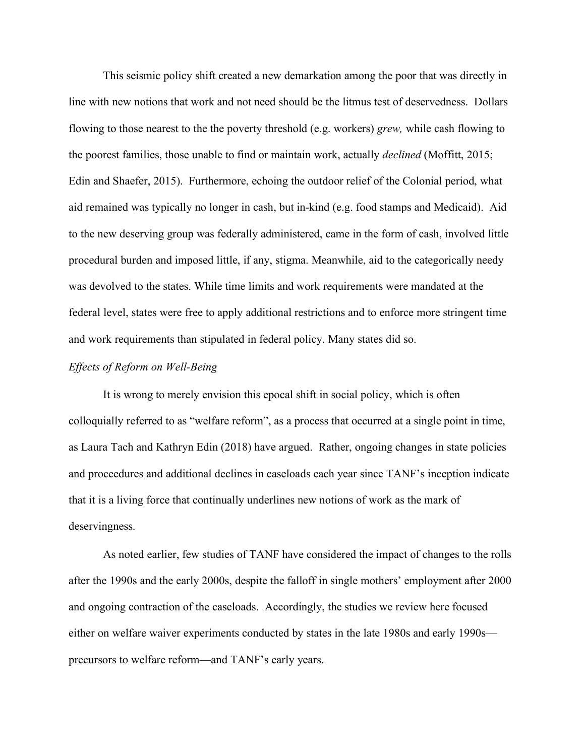This seismic policy shift created a new demarkation among the poor that was directly in line with new notions that work and not need should be the litmus test of deservedness. Dollars flowing to those nearest to the the poverty threshold (e.g. workers) *grew,* while cash flowing to the poorest families, those unable to find or maintain work, actually *declined* (Moffitt, 2015; Edin and Shaefer, 2015). Furthermore, echoing the outdoor relief of the Colonial period, what aid remained was typically no longer in cash, but in-kind (e.g. food stamps and Medicaid). Aid to the new deserving group was federally administered, came in the form of cash, involved little procedural burden and imposed little, if any, stigma. Meanwhile, aid to the categorically needy was devolved to the states. While time limits and work requirements were mandated at the federal level, states were free to apply additional restrictions and to enforce more stringent time and work requirements than stipulated in federal policy. Many states did so.

*Effects of Reform on Well-Being*

It is wrong to merely envision this epocal shift in social policy, which is often colloquially referred to as "welfare reform", as a process that occurred at a single point in time, as Laura Tach and Kathryn Edin (2018) have argued. Rather, ongoing changes in state policies and proceedures and additional declines in caseloads each year since TANF's inception indicate that it is a living force that continually underlines new notions of work as the mark of deservingness.

As noted earlier, few studies of TANF have considered the impact of changes to the rolls after the 1990s and the early 2000s, despite the falloff in single mothers' employment after 2000 and ongoing contraction of the caseloads. Accordingly, the studies we review here focused either on welfare waiver experiments conducted by states in the late 1980s and early 1990s—precursors to welfare reform—and TANF's early years.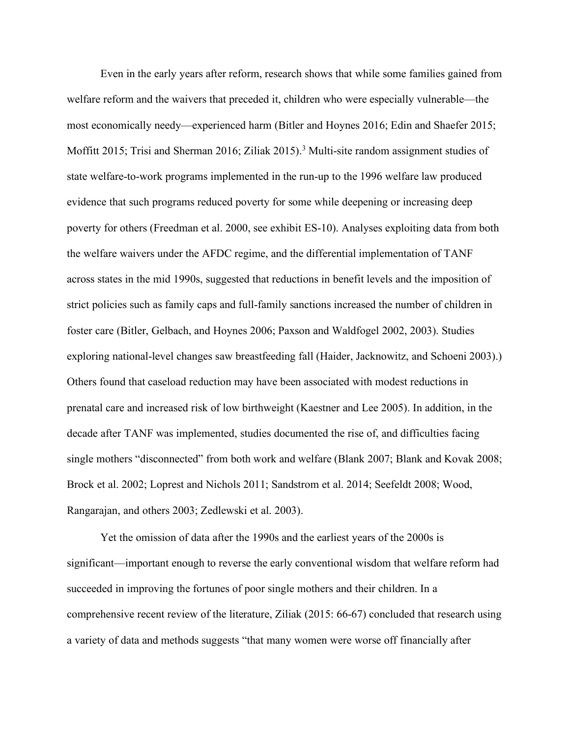Even in the early years after reform, research shows that while some families gained from welfare reform and the waivers that preceded it, children who were especially vulnerable—the most economically needy—experienced harm (Bitler and Hoynes 2016; Edin and Shaefer 2015; Moffitt 2015; Trisi and Sherman 2016; Ziliak 2015).[3] Multi-site random assignment studies of state welfare-to-work programs implemented in the run-up to the 1996 welfare law produced evidence that such programs reduced poverty for some while deepening or increasing deep poverty for others (Freedman et al. 2000, see exhibit ES-10). Analyses exploiting data from both the welfare waivers under the AFDC regime, and the differential implementation of TANF across states in the mid 1990s, suggested that reductions in benefit levels and the imposition of strict policies such as family caps and full-family sanctions increased the number of children in foster care (Bitler, Gelbach, and Hoynes 2006; Paxson and Waldfogel 2002, 2003). Studies exploring national-level changes saw breastfeeding fall (Haider, Jacknowitz, and Schoeni 2003).) Others found that caseload reduction may have been associated with modest reductions in prenatal care and increased risk of low birthweight (Kaestner and Lee 2005). In addition, in the decade after TANF was implemented, studies documented the rise of, and difficulties facing single mothers "disconnected" from both work and welfare (Blank 2007; Blank and Kovak 2008; Brock et al. 2002; Loprest and Nichols 2011; Sandstrom et al. 2014; Seefeldt 2008; Wood, Rangarajan, and others 2003; Zedlewski et al. 2003).

Yet the omission of data after the 1990s and the earliest years of the 2000s is significant—important enough to reverse the early conventional wisdom that welfare reform had succeeded in improving the fortunes of poor single mothers and their children. In a comprehensive recent review of the literature, Ziliak (2015: 66-67) concluded that research using a variety of data and methods suggests "that many women were worse off financially after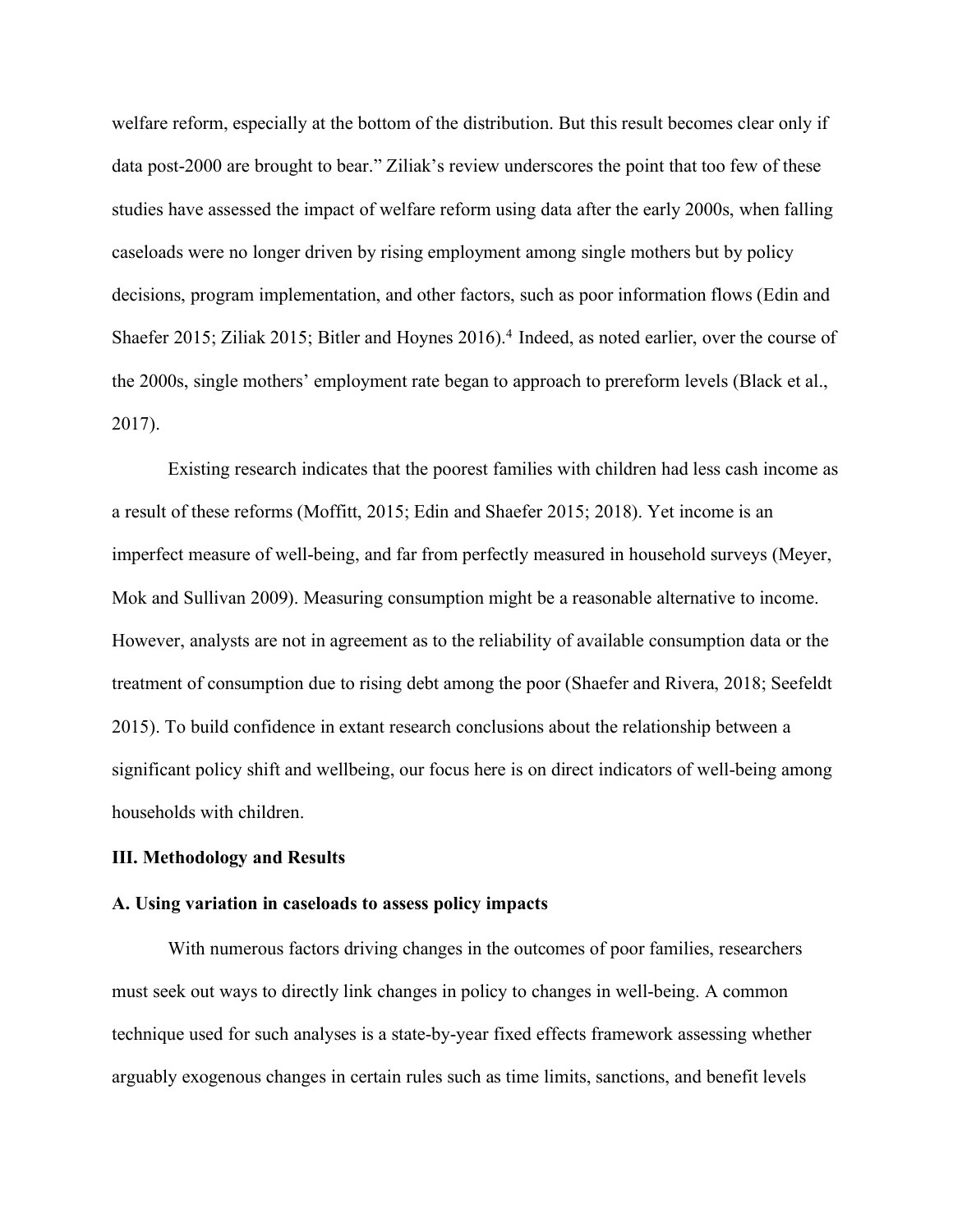welfare reform, especially at the bottom of the distribution. But this result becomes clear only if data post-2000 are brought to bear." Ziliak's review underscores the point that too few of these studies have assessed the impact of welfare reform using data after the early 2000s, when falling caseloads were no longer driven by rising employment among single mothers but by policy decisions, program implementation, and other factors, such as poor information flows (Edin and Shaefer 2015; Ziliak 2015; Bitler and Hoynes 2016).[4] Indeed, as noted earlier, over the course of the 2000s, single mothers' employment rate began to approach to prereform levels (Black et al., 2017).

Existing research indicates that the poorest families with children had less cash income as a result of these reforms (Moffitt, 2015; Edin and Shaefer 2015; 2018). Yet income is an imperfect measure of well-being, and far from perfectly measured in household surveys (Meyer, Mok and Sullivan 2009). Measuring consumption might be a reasonable alternative to income. However, analysts are not in agreement as to the reliability of available consumption data or the treatment of consumption due to rising debt among the poor (Shaefer and Rivera, 2018; Seefeldt 2015). To build confidence in extant research conclusions about the relationship between a significant policy shift and wellbeing, our focus here is on direct indicators of well-being among households with children.

## III. Methodology and Results

### A. Using variation in caseloads to assess policy impacts

With numerous factors driving changes in the outcomes of poor families, researchers must seek out ways to directly link changes in policy to changes in well-being. A common technique used for such analyses is a state-by-year fixed effects framework assessing whether arguably exogenous changes in certain rules such as time limits, sanctions, and benefit levels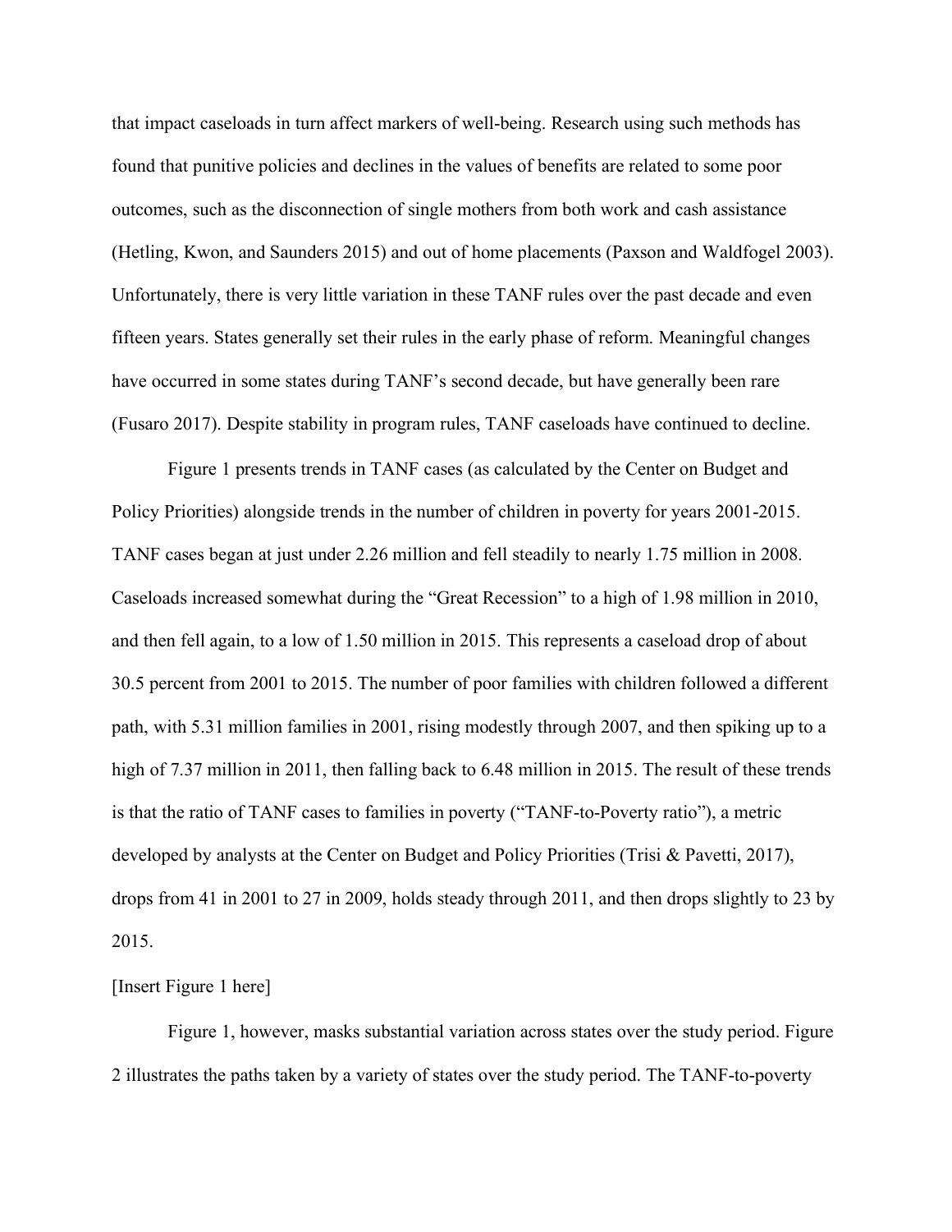that impact caseloads in turn affect markers of well-being. Research using such methods has found that punitive policies and declines in the values of benefits are related to some poor outcomes, such as the disconnection of single mothers from both work and cash assistance (Hetling, Kwon, and Saunders 2015) and out of home placements (Paxson and Waldfogel 2003). Unfortunately, there is very little variation in these TANF rules over the past decade and even fifteen years. States generally set their rules in the early phase of reform. Meaningful changes have occurred in some states during TANF's second decade, but have generally been rare (Fusaro 2017). Despite stability in program rules, TANF caseloads have continued to decline.

Figure 1 presents trends in TANF cases (as calculated by the Center on Budget and Policy Priorities) alongside trends in the number of children in poverty for years 2001-2015. TANF cases began at just under 2.26 million and fell steadily to nearly 1.75 million in 2008. Caseloads increased somewhat during the "Great Recession" to a high of 1.98 million in 2010, and then fell again, to a low of 1.50 million in 2015. This represents a caseload drop of about 30.5 percent from 2001 to 2015. The number of poor families with children followed a different path, with 5.31 million families in 2001, rising modestly through 2007, and then spiking up to a high of 7.37 million in 2011, then falling back to 6.48 million in 2015. The result of these trends is that the ratio of TANF cases to families in poverty ("TANF-to-Poverty ratio"), a metric developed by analysts at the Center on Budget and Policy Priorities (Trisi & Pavetti, 2017), drops from 41 in 2001 to 27 in 2009, holds steady through 2011, and then drops slightly to 23 by 2015.

[Insert Figure 1 here]

Figure 1, however, masks substantial variation across states over the study period. Figure 2 illustrates the paths taken by a variety of states over the study period. The TANF-to-poverty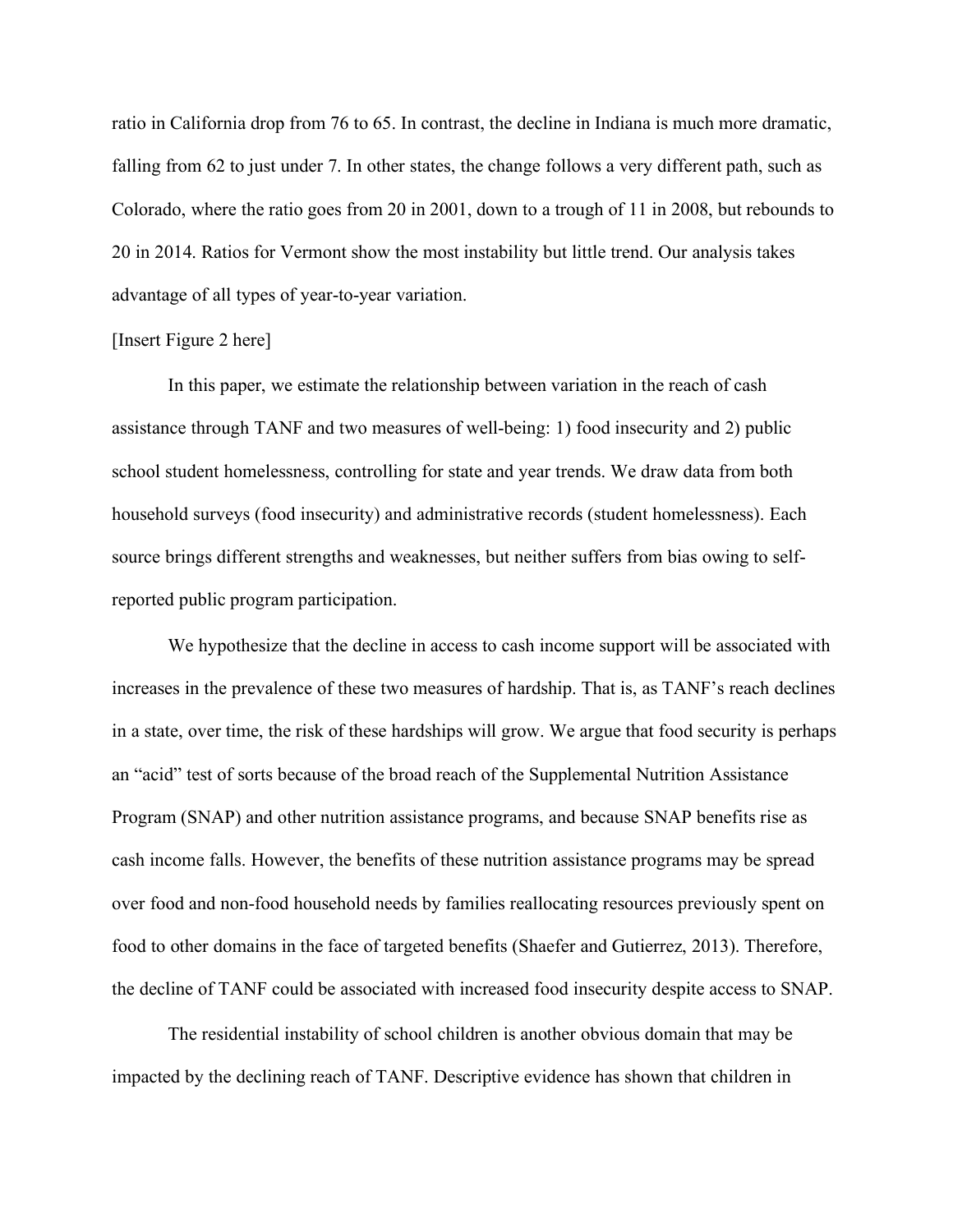ratio in California drop from 76 to 65. In contrast, the decline in Indiana is much more dramatic, falling from 62 to just under 7. In other states, the change follows a very different path, such as Colorado, where the ratio goes from 20 in 2001, down to a trough of 11 in 2008, but rebounds to 20 in 2014. Ratios for Vermont show the most instability but little trend. Our analysis takes advantage of all types of year-to-year variation.

[Insert Figure 2 here]

In this paper, we estimate the relationship between variation in the reach of cash assistance through TANF and two measures of well-being: 1) food insecurity and 2) public school student homelessness, controlling for state and year trends. We draw data from both household surveys (food insecurity) and administrative records (student homelessness). Each source brings different strengths and weaknesses, but neither suffers from bias owing to self-reported public program participation.

We hypothesize that the decline in access to cash income support will be associated with increases in the prevalence of these two measures of hardship. That is, as TANF's reach declines in a state, over time, the risk of these hardships will grow. We argue that food security is perhaps an "acid" test of sorts because of the broad reach of the Supplemental Nutrition Assistance Program (SNAP) and other nutrition assistance programs, and because SNAP benefits rise as cash income falls. However, the benefits of these nutrition assistance programs may be spread over food and non-food household needs by families reallocating resources previously spent on food to other domains in the face of targeted benefits (Shaefer and Gutierrez, 2013). Therefore, the decline of TANF could be associated with increased food insecurity despite access to SNAP.

The residential instability of school children is another obvious domain that may be impacted by the declining reach of TANF. Descriptive evidence has shown that children in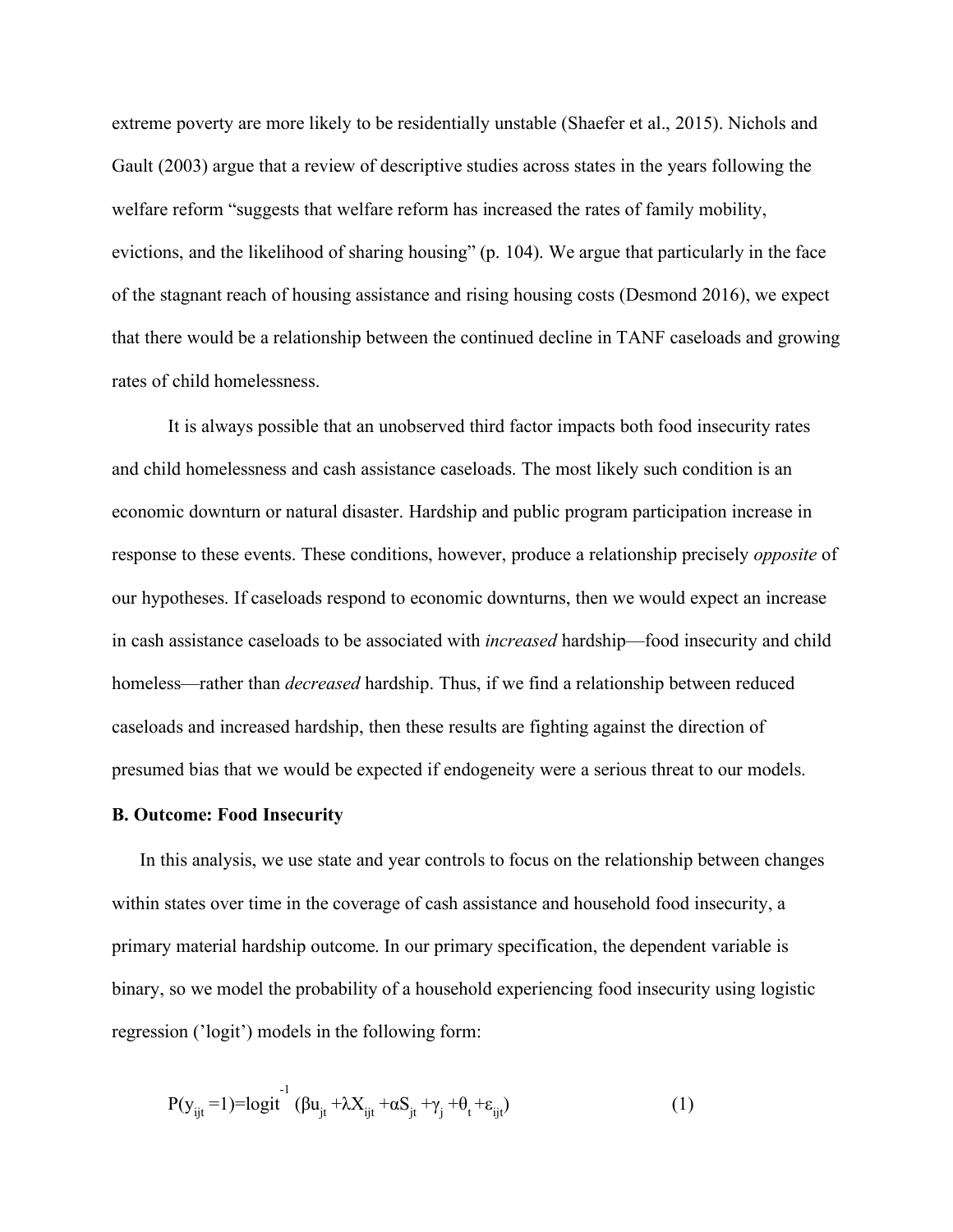extreme poverty are more likely to be residentially unstable (Shaefer et al., 2015). Nichols and Gault (2003) argue that a review of descriptive studies across states in the years following the welfare reform "suggests that welfare reform has increased the rates of family mobility, evictions, and the likelihood of sharing housing" (p. 104). We argue that particularly in the face of the stagnant reach of housing assistance and rising housing costs (Desmond 2016), we expect that there would be a relationship between the continued decline in TANF caseloads and growing rates of child homelessness.

It is always possible that an unobserved third factor impacts both food insecurity rates and child homelessness and cash assistance caseloads. The most likely such condition is an economic downturn or natural disaster. Hardship and public program participation increase in response to these events. These conditions, however, produce a relationship precisely *opposite* of our hypotheses. If caseloads respond to economic downturns, then we would expect an increase in cash assistance caseloads to be associated with *increased* hardship—food insecurity and child homeless—rather than *decreased* hardship. Thus, if we find a relationship between reduced caseloads and increased hardship, then these results are fighting against the direction of presumed bias that we would be expected if endogeneity were a serious threat to our models.

**B. Outcome: Food Insecurity**

In this analysis, we use state and year controls to focus on the relationship between changes within states over time in the coverage of cash assistance and household food insecurity, a primary material hardship outcome. In our primary specification, the dependent variable is binary, so we model the probability of a household experiencing food insecurity using logistic regression ('logit') models in the following form:

$$P(y_{ijt}=1)=\text{logit}^{-1}(\beta u_{jt}+\lambda X_{ijt}+\alpha S_{jt}+\gamma_j+\theta_t+\varepsilon_{ijt}) \quad (1)$$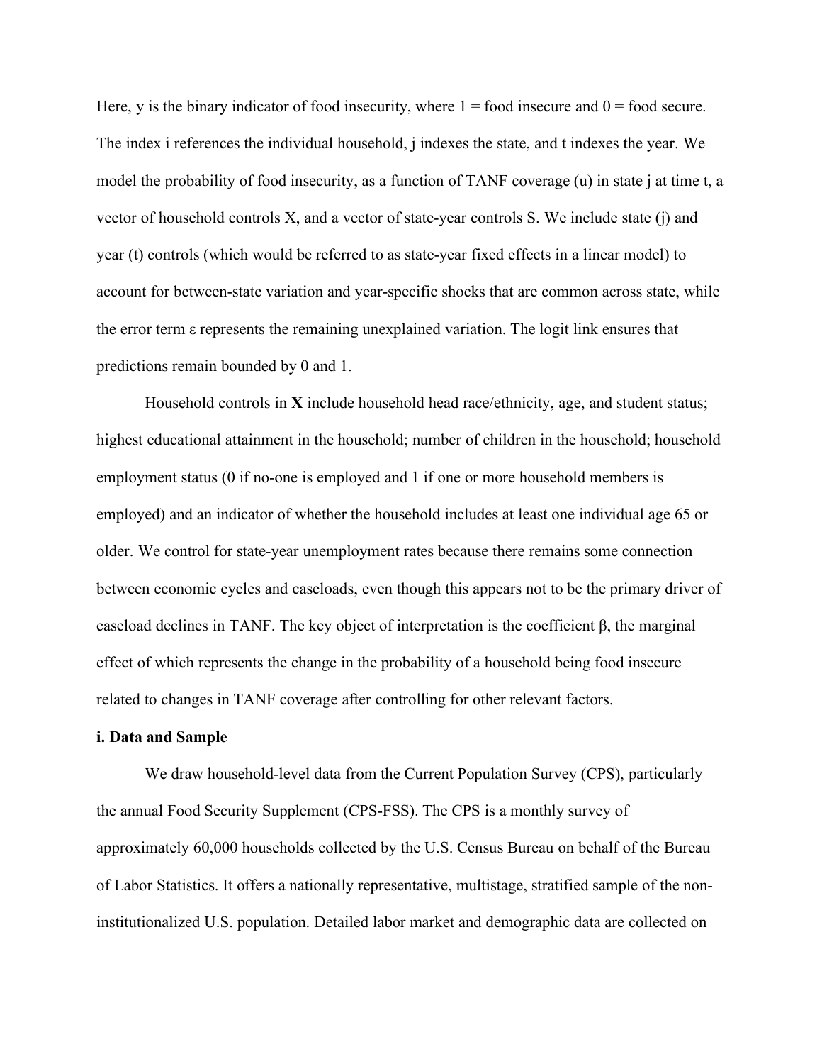Here, y is the binary indicator of food insecurity, where 1 = food insecure and 0 = food secure. The index i references the individual household, j indexes the state, and t indexes the year. We model the probability of food insecurity, as a function of TANF coverage (u) in state j at time t, a vector of household controls X, and a vector of state-year controls S. We include state (j) and year (t) controls (which would be referred to as state-year fixed effects in a linear model) to account for between-state variation and year-specific shocks that are common across state, while the error term ε represents the remaining unexplained variation. The logit link ensures that predictions remain bounded by 0 and 1.

Household controls in **X** include household head race/ethnicity, age, and student status; highest educational attainment in the household; number of children in the household; household employment status (0 if no-one is employed and 1 if one or more household members is employed) and an indicator of whether the household includes at least one individual age 65 or older. We control for state-year unemployment rates because there remains some connection between economic cycles and caseloads, even though this appears not to be the primary driver of caseload declines in TANF. The key object of interpretation is the coefficient β, the marginal effect of which represents the change in the probability of a household being food insecure related to changes in TANF coverage after controlling for other relevant factors.

**i. Data and Sample**

We draw household-level data from the Current Population Survey (CPS), particularly the annual Food Security Supplement (CPS-FSS). The CPS is a monthly survey of approximately 60,000 households collected by the U.S. Census Bureau on behalf of the Bureau of Labor Statistics. It offers a nationally representative, multistage, stratified sample of the non-institutionalized U.S. population. Detailed labor market and demographic data are collected on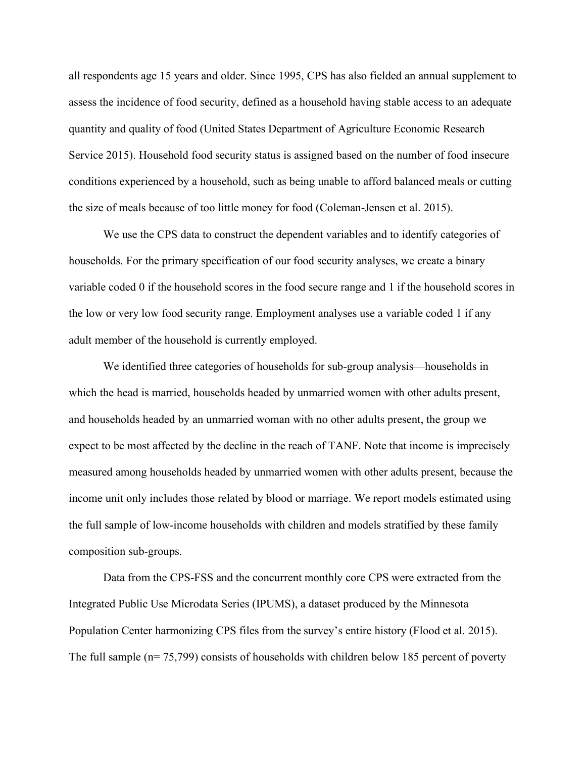all respondents age 15 years and older. Since 1995, CPS has also fielded an annual supplement to assess the incidence of food security, defined as a household having stable access to an adequate quantity and quality of food (United States Department of Agriculture Economic Research Service 2015). Household food security status is assigned based on the number of food insecure conditions experienced by a household, such as being unable to afford balanced meals or cutting the size of meals because of too little money for food (Coleman-Jensen et al. 2015).

We use the CPS data to construct the dependent variables and to identify categories of households. For the primary specification of our food security analyses, we create a binary variable coded 0 if the household scores in the food secure range and 1 if the household scores in the low or very low food security range. Employment analyses use a variable coded 1 if any adult member of the household is currently employed.

We identified three categories of households for sub-group analysis—households in which the head is married, households headed by unmarried women with other adults present, and households headed by an unmarried woman with no other adults present, the group we expect to be most affected by the decline in the reach of TANF. Note that income is imprecisely measured among households headed by unmarried women with other adults present, because the income unit only includes those related by blood or marriage. We report models estimated using the full sample of low-income households with children and models stratified by these family composition sub-groups.

Data from the CPS-FSS and the concurrent monthly core CPS were extracted from the Integrated Public Use Microdata Series (IPUMS), a dataset produced by the Minnesota Population Center harmonizing CPS files from the survey's entire history (Flood et al. 2015). The full sample (n= 75,799) consists of households with children below 185 percent of poverty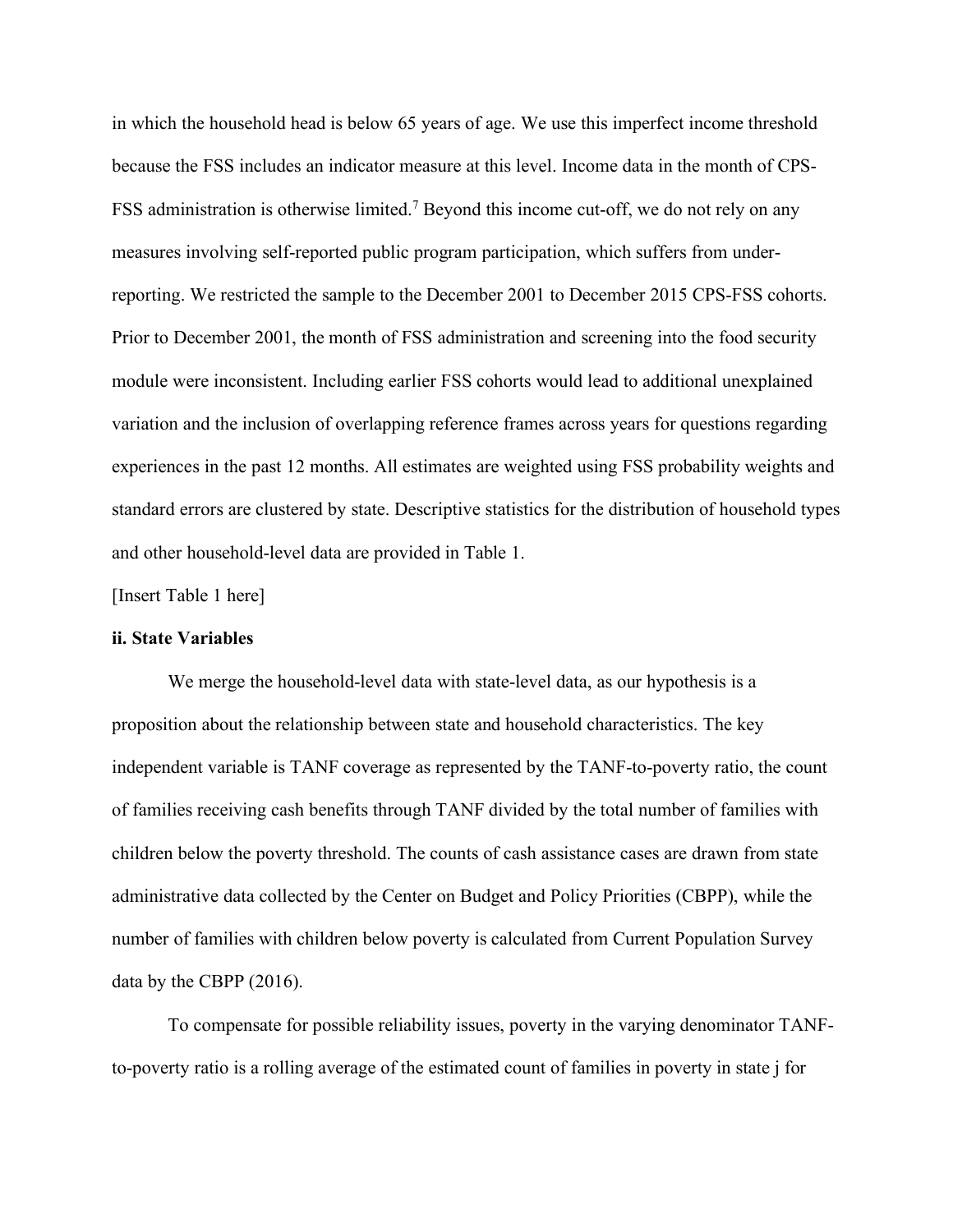in which the household head is below 65 years of age. We use this imperfect income threshold because the FSS includes an indicator measure at this level. Income data in the month of CPS-FSS administration is otherwise limited.[7] Beyond this income cut-off, we do not rely on any measures involving self-reported public program participation, which suffers from under-reporting. We restricted the sample to the December 2001 to December 2015 CPS-FSS cohorts. Prior to December 2001, the month of FSS administration and screening into the food security module were inconsistent. Including earlier FSS cohorts would lead to additional unexplained variation and the inclusion of overlapping reference frames across years for questions regarding experiences in the past 12 months. All estimates are weighted using FSS probability weights and standard errors are clustered by state. Descriptive statistics for the distribution of household types and other household-level data are provided in Table 1.

[Insert Table 1 here]

**ii. State Variables**

We merge the household-level data with state-level data, as our hypothesis is a proposition about the relationship between state and household characteristics. The key independent variable is TANF coverage as represented by the TANF-to-poverty ratio, the count of families receiving cash benefits through TANF divided by the total number of families with children below the poverty threshold. The counts of cash assistance cases are drawn from state administrative data collected by the Center on Budget and Policy Priorities (CBPP), while the number of families with children below poverty is calculated from Current Population Survey data by the CBPP (2016).

To compensate for possible reliability issues, poverty in the varying denominator TANF-to-poverty ratio is a rolling average of the estimated count of families in poverty in state j for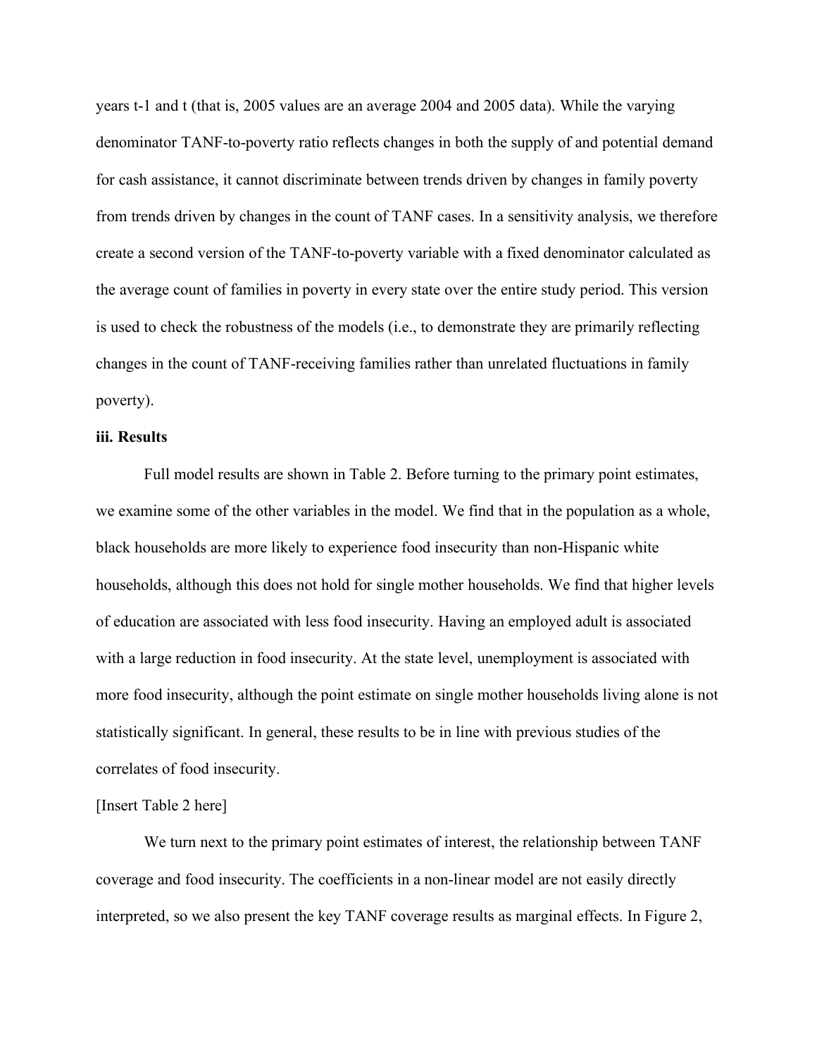years t-1 and t (that is, 2005 values are an average 2004 and 2005 data). While the varying denominator TANF-to-poverty ratio reflects changes in both the supply of and potential demand for cash assistance, it cannot discriminate between trends driven by changes in family poverty from trends driven by changes in the count of TANF cases. In a sensitivity analysis, we therefore create a second version of the TANF-to-poverty variable with a fixed denominator calculated as the average count of families in poverty in every state over the entire study period. This version is used to check the robustness of the models (i.e., to demonstrate they are primarily reflecting changes in the count of TANF-receiving families rather than unrelated fluctuations in family poverty).

**iii. Results**

Full model results are shown in Table 2. Before turning to the primary point estimates, we examine some of the other variables in the model. We find that in the population as a whole, black households are more likely to experience food insecurity than non-Hispanic white households, although this does not hold for single mother households. We find that higher levels of education are associated with less food insecurity. Having an employed adult is associated with a large reduction in food insecurity. At the state level, unemployment is associated with more food insecurity, although the point estimate on single mother households living alone is not statistically significant. In general, these results to be in line with previous studies of the correlates of food insecurity.

[Insert Table 2 here]

We turn next to the primary point estimates of interest, the relationship between TANF coverage and food insecurity. The coefficients in a non-linear model are not easily directly interpreted, so we also present the key TANF coverage results as marginal effects. In Figure 2,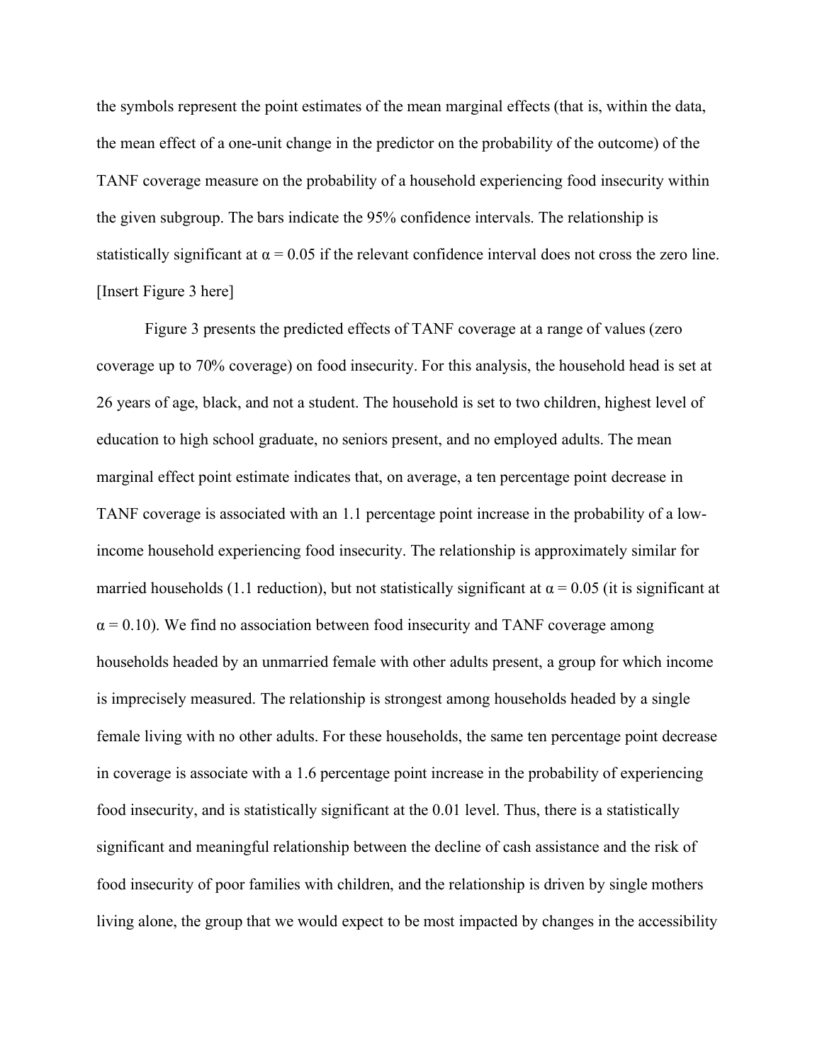the symbols represent the point estimates of the mean marginal effects (that is, within the data, the mean effect of a one-unit change in the predictor on the probability of the outcome) of the TANF coverage measure on the probability of a household experiencing food insecurity within the given subgroup. The bars indicate the 95% confidence intervals. The relationship is statistically significant at $\alpha = 0.05$ if the relevant confidence interval does not cross the zero line.

[Insert Figure 3 here]

Figure 3 presents the predicted effects of TANF coverage at a range of values (zero coverage up to 70% coverage) on food insecurity. For this analysis, the household head is set at 26 years of age, black, and not a student. The household is set to two children, highest level of education to high school graduate, no seniors present, and no employed adults. The mean marginal effect point estimate indicates that, on average, a ten percentage point decrease in TANF coverage is associated with an 1.1 percentage point increase in the probability of a low-income household experiencing food insecurity. The relationship is approximately similar for married households (1.1 reduction), but not statistically significant at $\alpha = 0.05$ (it is significant at $\alpha = 0.10$). We find no association between food insecurity and TANF coverage among households headed by an unmarried female with other adults present, a group for which income is imprecisely measured. The relationship is strongest among households headed by a single female living with no other adults. For these households, the same ten percentage point decrease in coverage is associate with a 1.6 percentage point increase in the probability of experiencing food insecurity, and is statistically significant at the 0.01 level. Thus, there is a statistically significant and meaningful relationship between the decline of cash assistance and the risk of food insecurity of poor families with children, and the relationship is driven by single mothers living alone, the group that we would expect to be most impacted by changes in the accessibility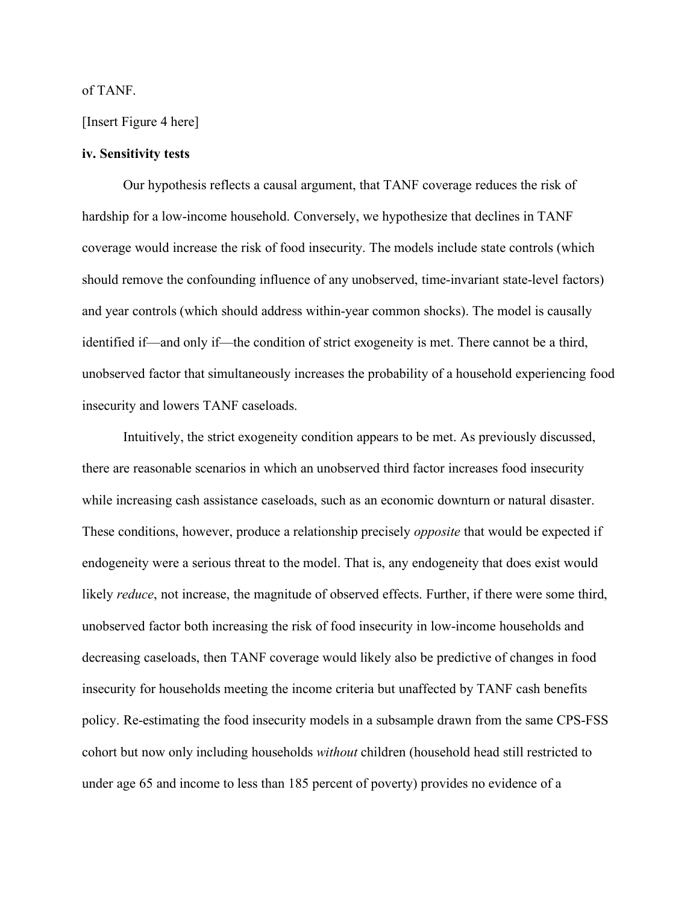of TANF.

[Insert Figure 4 here]

**iv. Sensitivity tests**

Our hypothesis reflects a causal argument, that TANF coverage reduces the risk of hardship for a low-income household. Conversely, we hypothesize that declines in TANF coverage would increase the risk of food insecurity. The models include state controls (which should remove the confounding influence of any unobserved, time-invariant state-level factors) and year controls (which should address within-year common shocks). The model is causally identified if—and only if—the condition of strict exogeneity is met. There cannot be a third, unobserved factor that simultaneously increases the probability of a household experiencing food insecurity and lowers TANF caseloads.

Intuitively, the strict exogeneity condition appears to be met. As previously discussed, there are reasonable scenarios in which an unobserved third factor increases food insecurity while increasing cash assistance caseloads, such as an economic downturn or natural disaster. These conditions, however, produce a relationship precisely *opposite* that would be expected if endogeneity were a serious threat to the model. That is, any endogeneity that does exist would likely *reduce*, not increase, the magnitude of observed effects. Further, if there were some third, unobserved factor both increasing the risk of food insecurity in low-income households and decreasing caseloads, then TANF coverage would likely also be predictive of changes in food insecurity for households meeting the income criteria but unaffected by TANF cash benefits policy. Re-estimating the food insecurity models in a subsample drawn from the same CPS-FSS cohort but now only including households *without* children (household head still restricted to under age 65 and income to less than 185 percent of poverty) provides no evidence of a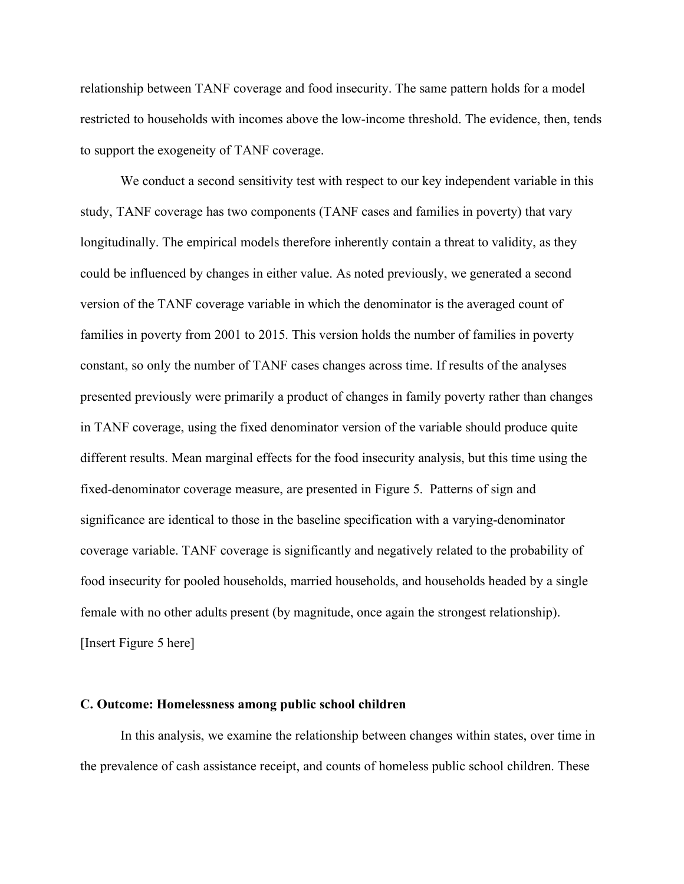relationship between TANF coverage and food insecurity. The same pattern holds for a model restricted to households with incomes above the low-income threshold. The evidence, then, tends to support the exogeneity of TANF coverage.

We conduct a second sensitivity test with respect to our key independent variable in this study, TANF coverage has two components (TANF cases and families in poverty) that vary longitudinally. The empirical models therefore inherently contain a threat to validity, as they could be influenced by changes in either value. As noted previously, we generated a second version of the TANF coverage variable in which the denominator is the averaged count of families in poverty from 2001 to 2015. This version holds the number of families in poverty constant, so only the number of TANF cases changes across time. If results of the analyses presented previously were primarily a product of changes in family poverty rather than changes in TANF coverage, using the fixed denominator version of the variable should produce quite different results. Mean marginal effects for the food insecurity analysis, but this time using the fixed-denominator coverage measure, are presented in Figure 5. Patterns of sign and significance are identical to those in the baseline specification with a varying-denominator coverage variable. TANF coverage is significantly and negatively related to the probability of food insecurity for pooled households, married households, and households headed by a single female with no other adults present (by magnitude, once again the strongest relationship).

[Insert Figure 5 here]

### C. Outcome: Homelessness among public school children

In this analysis, we examine the relationship between changes within states, over time in the prevalence of cash assistance receipt, and counts of homeless public school children. These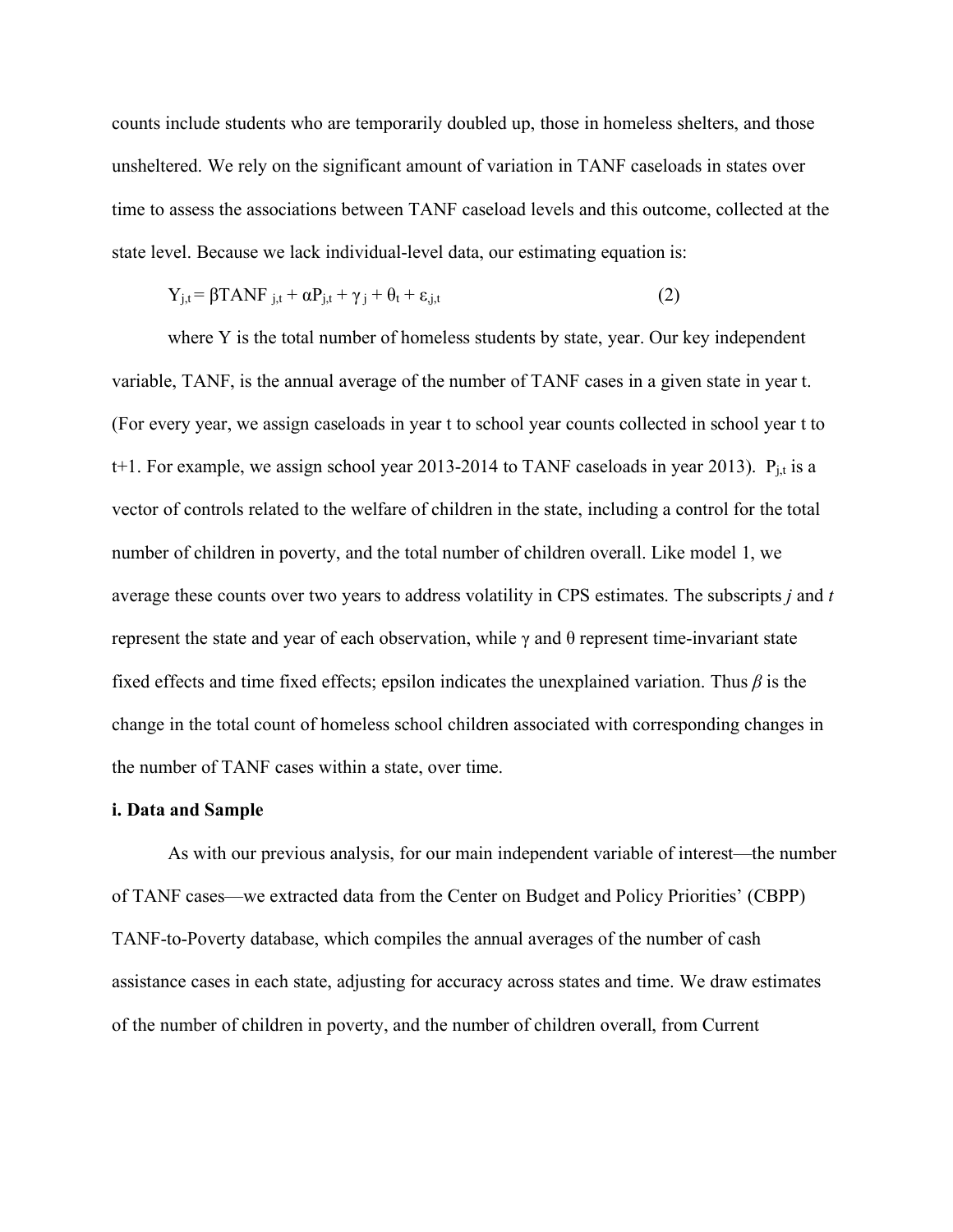counts include students who are temporarily doubled up, those in homeless shelters, and those unsheltered. We rely on the significant amount of variation in TANF caseloads in states over time to assess the associations between TANF caseload levels and this outcome, collected at the state level. Because we lack individual-level data, our estimating equation is:

$$Y_{j,t} = \beta TANF_{j,t} + \alpha P_{j,t} + \gamma_j + \theta_t + \varepsilon_{j,t} \qquad (2)$$

where Y is the total number of homeless students by state, year. Our key independent variable, TANF, is the annual average of the number of TANF cases in a given state in year t. (For every year, we assign caseloads in year t to school year counts collected in school year t to t+1. For example, we assign school year 2013-2014 to TANF caseloads in year 2013). $P_{j,t}$ is a vector of controls related to the welfare of children in the state, including a control for the total number of children in poverty, and the total number of children overall. Like model 1, we average these counts over two years to address volatility in CPS estimates. The subscripts *j* and *t* represent the state and year of each observation, while $\gamma$ and $\theta$ represent time-invariant state fixed effects and time fixed effects; epsilon indicates the unexplained variation. Thus $\beta$ is the change in the total count of homeless school children associated with corresponding changes in the number of TANF cases within a state, over time.

**i. Data and Sample**

As with our previous analysis, for our main independent variable of interest—the number of TANF cases—we extracted data from the Center on Budget and Policy Priorities' (CBPP) TANF-to-Poverty database, which compiles the annual averages of the number of cash assistance cases in each state, adjusting for accuracy across states and time. We draw estimates of the number of children in poverty, and the number of children overall, from Current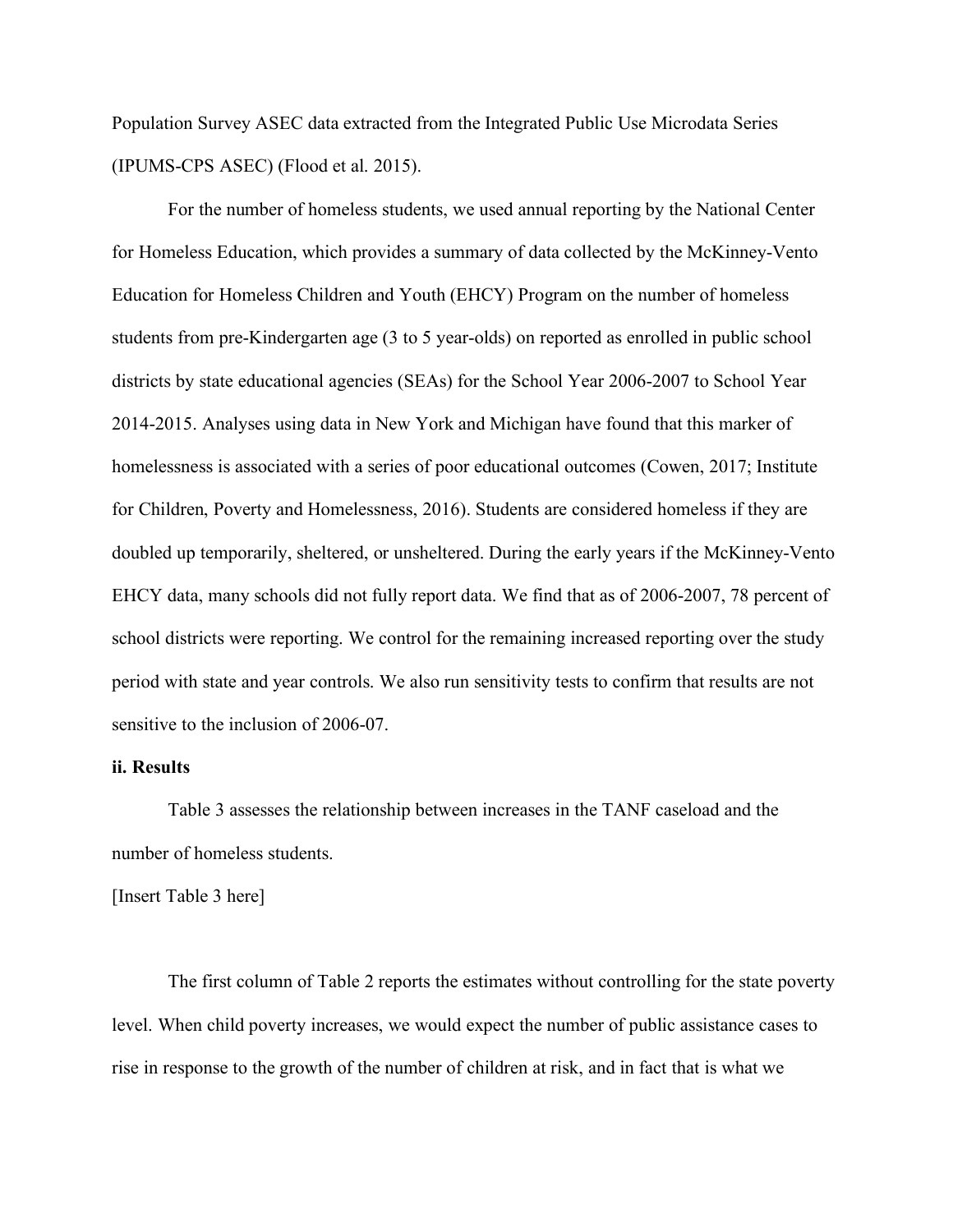Population Survey ASEC data extracted from the Integrated Public Use Microdata Series (IPUMS-CPS ASEC) (Flood et al. 2015).

For the number of homeless students, we used annual reporting by the National Center for Homeless Education, which provides a summary of data collected by the McKinney-Vento Education for Homeless Children and Youth (EHCY) Program on the number of homeless students from pre-Kindergarten age (3 to 5 year-olds) on reported as enrolled in public school districts by state educational agencies (SEAs) for the School Year 2006-2007 to School Year 2014-2015. Analyses using data in New York and Michigan have found that this marker of homelessness is associated with a series of poor educational outcomes (Cowen, 2017; Institute for Children, Poverty and Homelessness, 2016). Students are considered homeless if they are doubled up temporarily, sheltered, or unsheltered. During the early years if the McKinney-Vento EHCY data, many schools did not fully report data. We find that as of 2006-2007, 78 percent of school districts were reporting. We control for the remaining increased reporting over the study period with state and year controls. We also run sensitivity tests to confirm that results are not sensitive to the inclusion of 2006-07.

**ii. Results**

Table 3 assesses the relationship between increases in the TANF caseload and the number of homeless students.

[Insert Table 3 here]

The first column of Table 2 reports the estimates without controlling for the state poverty level. When child poverty increases, we would expect the number of public assistance cases to rise in response to the growth of the number of children at risk, and in fact that is what we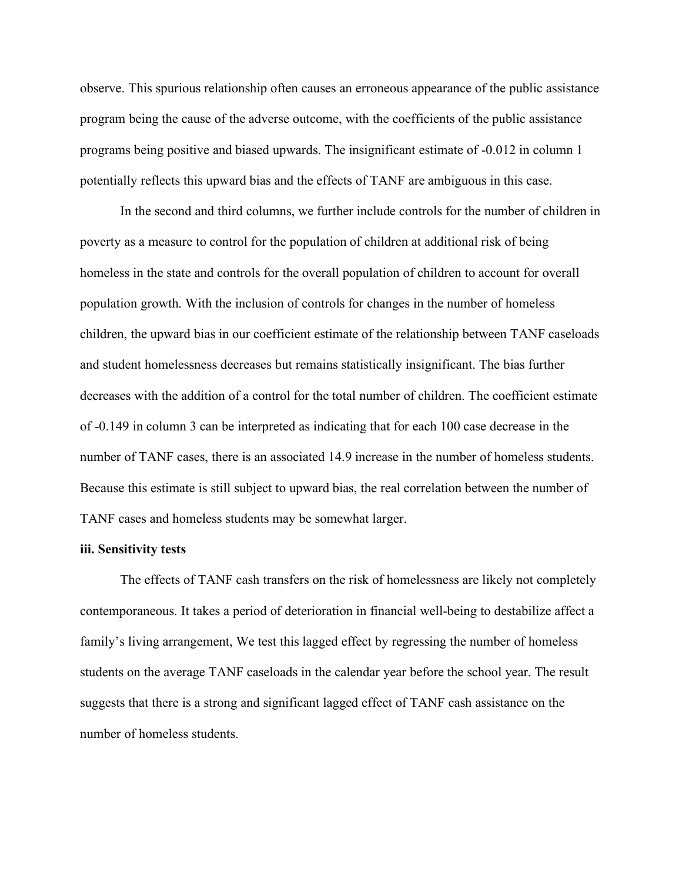observe. This spurious relationship often causes an erroneous appearance of the public assistance program being the cause of the adverse outcome, with the coefficients of the public assistance programs being positive and biased upwards. The insignificant estimate of -0.012 in column 1 potentially reflects this upward bias and the effects of TANF are ambiguous in this case.

In the second and third columns, we further include controls for the number of children in poverty as a measure to control for the population of children at additional risk of being homeless in the state and controls for the overall population of children to account for overall population growth. With the inclusion of controls for changes in the number of homeless children, the upward bias in our coefficient estimate of the relationship between TANF caseloads and student homelessness decreases but remains statistically insignificant. The bias further decreases with the addition of a control for the total number of children. The coefficient estimate of -0.149 in column 3 can be interpreted as indicating that for each 100 case decrease in the number of TANF cases, there is an associated 14.9 increase in the number of homeless students. Because this estimate is still subject to upward bias, the real correlation between the number of TANF cases and homeless students may be somewhat larger.

**iii. Sensitivity tests**

The effects of TANF cash transfers on the risk of homelessness are likely not completely contemporaneous. It takes a period of deterioration in financial well-being to destabilize affect a family's living arrangement, We test this lagged effect by regressing the number of homeless students on the average TANF caseloads in the calendar year before the school year. The result suggests that there is a strong and significant lagged effect of TANF cash assistance on the number of homeless students.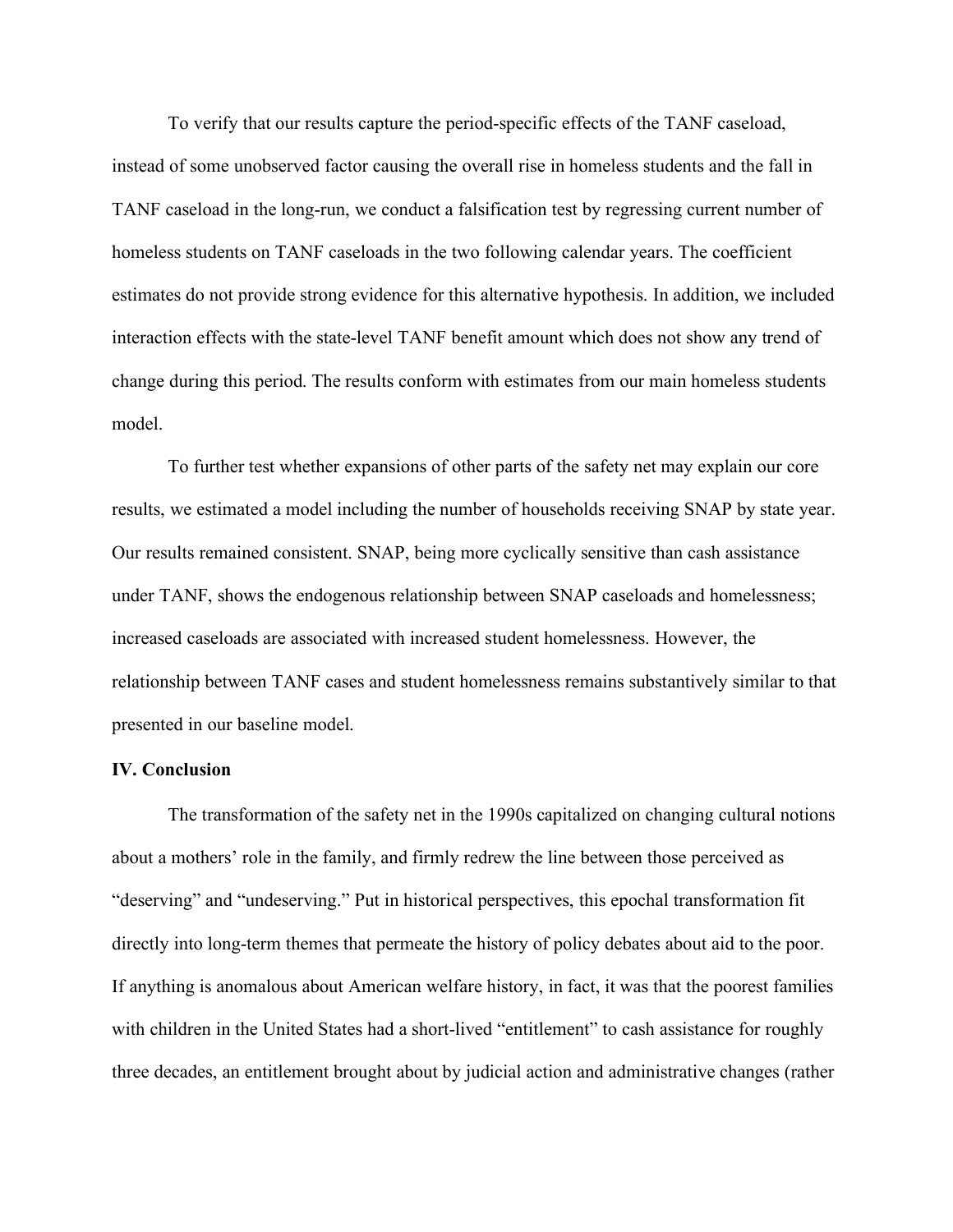To verify that our results capture the period-specific effects of the TANF caseload, instead of some unobserved factor causing the overall rise in homeless students and the fall in TANF caseload in the long-run, we conduct a falsification test by regressing current number of homeless students on TANF caseloads in the two following calendar years. The coefficient estimates do not provide strong evidence for this alternative hypothesis. In addition, we included interaction effects with the state-level TANF benefit amount which does not show any trend of change during this period. The results conform with estimates from our main homeless students model.

To further test whether expansions of other parts of the safety net may explain our core results, we estimated a model including the number of households receiving SNAP by state year. Our results remained consistent. SNAP, being more cyclically sensitive than cash assistance under TANF, shows the endogenous relationship between SNAP caseloads and homelessness; increased caseloads are associated with increased student homelessness. However, the relationship between TANF cases and student homelessness remains substantively similar to that presented in our baseline model.

## IV. Conclusion

The transformation of the safety net in the 1990s capitalized on changing cultural notions about a mothers' role in the family, and firmly redrew the line between those perceived as "deserving" and "undeserving." Put in historical perspectives, this epochal transformation fit directly into long-term themes that permeate the history of policy debates about aid to the poor. If anything is anomalous about American welfare history, in fact, it was that the poorest families with children in the United States had a short-lived "entitlement" to cash assistance for roughly three decades, an entitlement brought about by judicial action and administrative changes (rather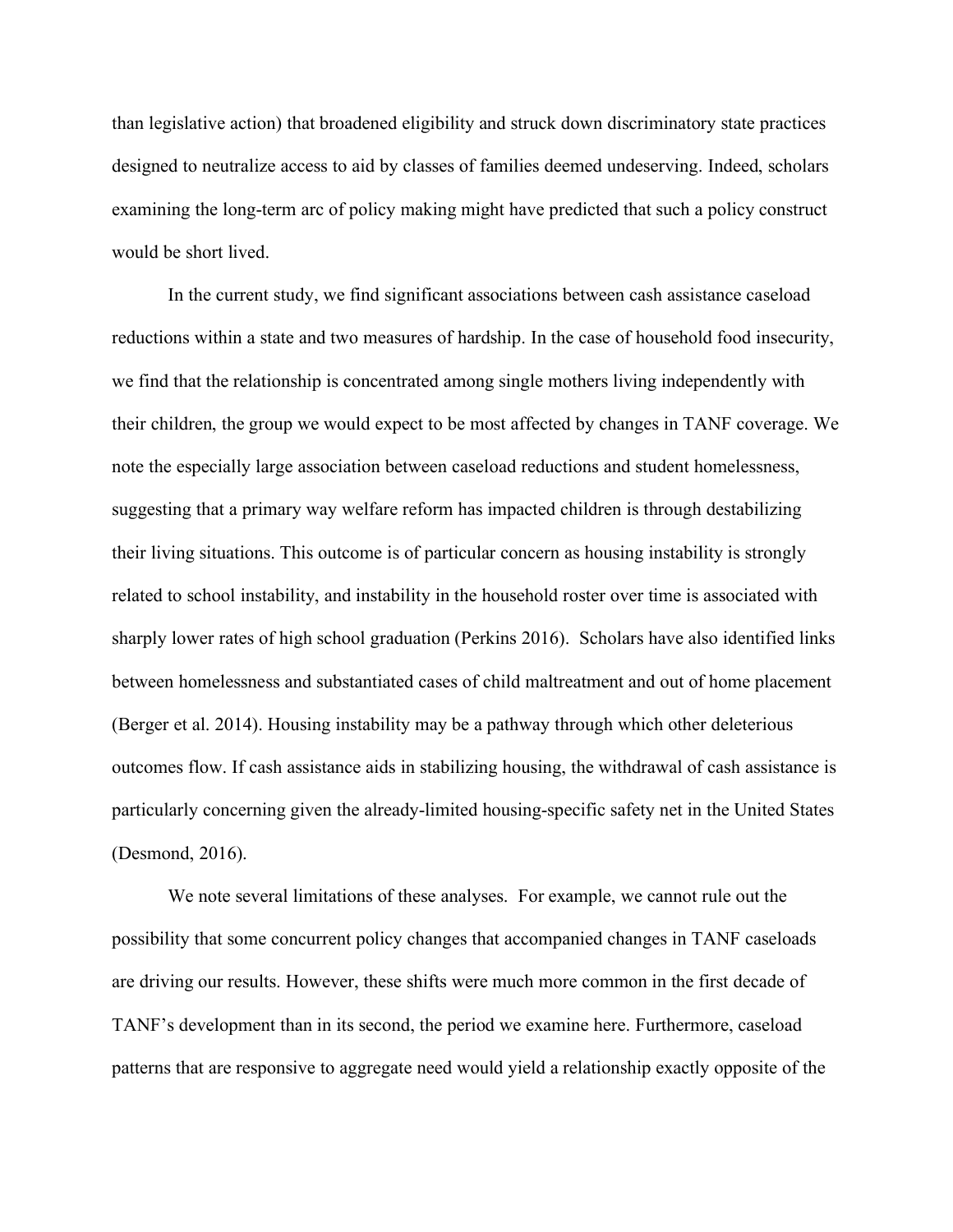than legislative action) that broadened eligibility and struck down discriminatory state practices designed to neutralize access to aid by classes of families deemed undeserving. Indeed, scholars examining the long-term arc of policy making might have predicted that such a policy construct would be short lived.

In the current study, we find significant associations between cash assistance caseload reductions within a state and two measures of hardship. In the case of household food insecurity, we find that the relationship is concentrated among single mothers living independently with their children, the group we would expect to be most affected by changes in TANF coverage. We note the especially large association between caseload reductions and student homelessness, suggesting that a primary way welfare reform has impacted children is through destabilizing their living situations. This outcome is of particular concern as housing instability is strongly related to school instability, and instability in the household roster over time is associated with sharply lower rates of high school graduation (Perkins 2016). Scholars have also identified links between homelessness and substantiated cases of child maltreatment and out of home placement (Berger et al. 2014). Housing instability may be a pathway through which other deleterious outcomes flow. If cash assistance aids in stabilizing housing, the withdrawal of cash assistance is particularly concerning given the already-limited housing-specific safety net in the United States (Desmond, 2016).

We note several limitations of these analyses. For example, we cannot rule out the possibility that some concurrent policy changes that accompanied changes in TANF caseloads are driving our results. However, these shifts were much more common in the first decade of TANF's development than in its second, the period we examine here. Furthermore, caseload patterns that are responsive to aggregate need would yield a relationship exactly opposite of the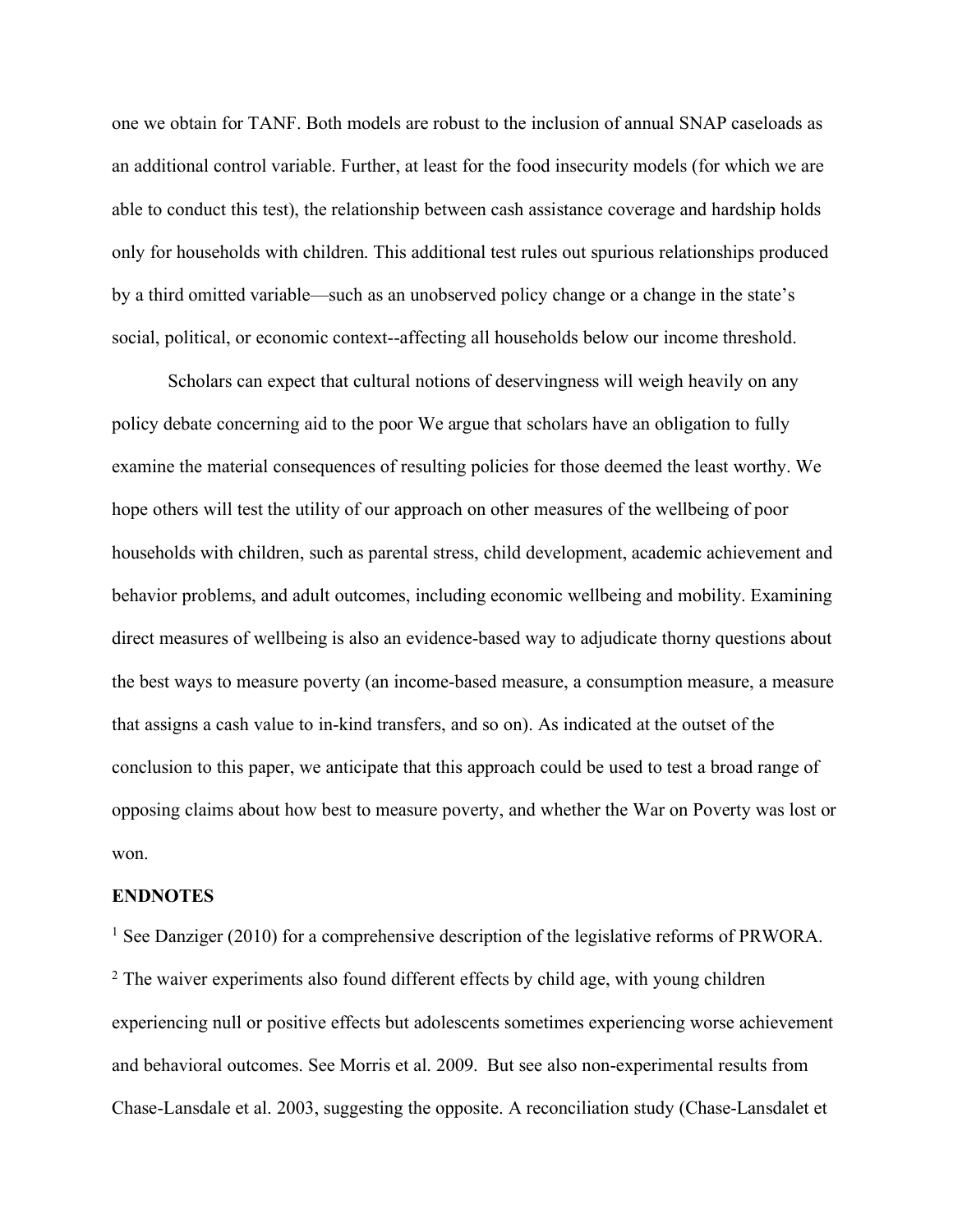one we obtain for TANF. Both models are robust to the inclusion of annual SNAP caseloads as an additional control variable. Further, at least for the food insecurity models (for which we are able to conduct this test), the relationship between cash assistance coverage and hardship holds only for households with children. This additional test rules out spurious relationships produced by a third omitted variable—such as an unobserved policy change or a change in the state's social, political, or economic context--affecting all households below our income threshold.

Scholars can expect that cultural notions of deservingness will weigh heavily on any policy debate concerning aid to the poor We argue that scholars have an obligation to fully examine the material consequences of resulting policies for those deemed the least worthy. We hope others will test the utility of our approach on other measures of the wellbeing of poor households with children, such as parental stress, child development, academic achievement and behavior problems, and adult outcomes, including economic wellbeing and mobility. Examining direct measures of wellbeing is also an evidence-based way to adjudicate thorny questions about the best ways to measure poverty (an income-based measure, a consumption measure, a measure that assigns a cash value to in-kind transfers, and so on). As indicated at the outset of the conclusion to this paper, we anticipate that this approach could be used to test a broad range of opposing claims about how best to measure poverty, and whether the War on Poverty was lost or won.

**ENDNOTES**

[1] See Danziger (2010) for a comprehensive description of the legislative reforms of PRWORA.

[2] The waiver experiments also found different effects by child age, with young children experiencing null or positive effects but adolescents sometimes experiencing worse achievement and behavioral outcomes. See Morris et al. 2009. But see also non-experimental results from Chase-Lansdale et al. 2003, suggesting the opposite. A reconciliation study (Chase-Lansdalet et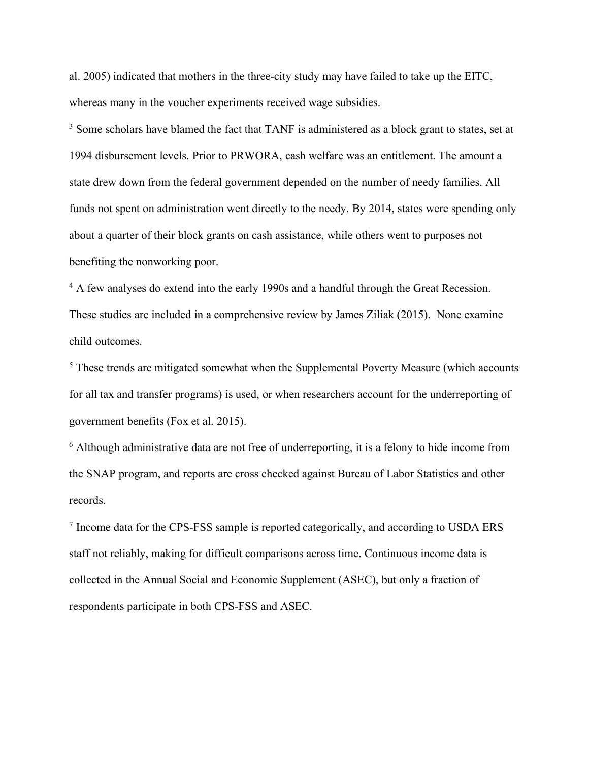al. 2005) indicated that mothers in the three-city study may have failed to take up the EITC, whereas many in the voucher experiments received wage subsidies.

[3] Some scholars have blamed the fact that TANF is administered as a block grant to states, set at 1994 disbursement levels. Prior to PRWORA, cash welfare was an entitlement. The amount a state drew down from the federal government depended on the number of needy families. All funds not spent on administration went directly to the needy. By 2014, states were spending only about a quarter of their block grants on cash assistance, while others went to purposes not benefiting the nonworking poor.

[4] A few analyses do extend into the early 1990s and a handful through the Great Recession. These studies are included in a comprehensive review by James Ziliak (2015). None examine child outcomes.

[5] These trends are mitigated somewhat when the Supplemental Poverty Measure (which accounts for all tax and transfer programs) is used, or when researchers account for the underreporting of government benefits (Fox et al. 2015).

[6] Although administrative data are not free of underreporting, it is a felony to hide income from the SNAP program, and reports are cross checked against Bureau of Labor Statistics and other records.

[7] Income data for the CPS-FSS sample is reported categorically, and according to USDA ERS staff not reliably, making for difficult comparisons across time. Continuous income data is collected in the Annual Social and Economic Supplement (ASEC), but only a fraction of respondents participate in both CPS-FSS and ASEC.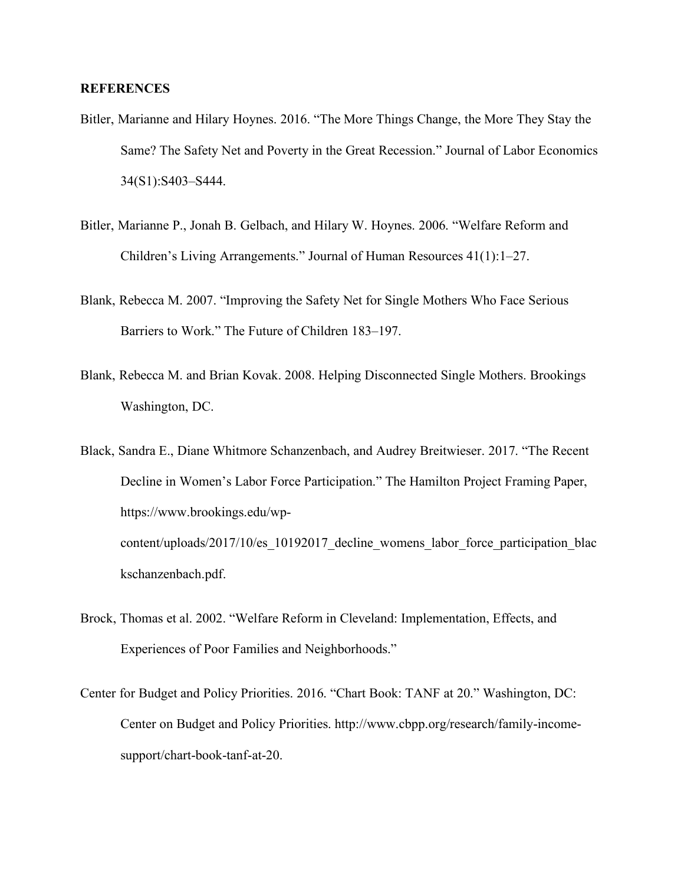**REFERENCES**

Bitler, Marianne and Hilary Hoynes. 2016. "The More Things Change, the More They Stay the Same? The Safety Net and Poverty in the Great Recession." Journal of Labor Economics 34(S1):S403–S444.

Bitler, Marianne P., Jonah B. Gelbach, and Hilary W. Hoynes. 2006. "Welfare Reform and Children's Living Arrangements." Journal of Human Resources 41(1):1–27.

Blank, Rebecca M. 2007. "Improving the Safety Net for Single Mothers Who Face Serious Barriers to Work." The Future of Children 183–197.

Blank, Rebecca M. and Brian Kovak. 2008. Helping Disconnected Single Mothers. Brookings Washington, DC.

Black, Sandra E., Diane Whitmore Schanzenbach, and Audrey Breitwieser. 2017. "The Recent Decline in Women's Labor Force Participation." The Hamilton Project Framing Paper, https://www.brookings.edu/wp-content/uploads/2017/10/es_10192017_decline_womens_labor_force_participation_blackschanzenbach.pdf.

Brock, Thomas et al. 2002. "Welfare Reform in Cleveland: Implementation, Effects, and Experiences of Poor Families and Neighborhoods."

Center for Budget and Policy Priorities. 2016. "Chart Book: TANF at 20." Washington, DC: Center on Budget and Policy Priorities. http://www.cbpp.org/research/family-income-support/chart-book-tanf-at-20.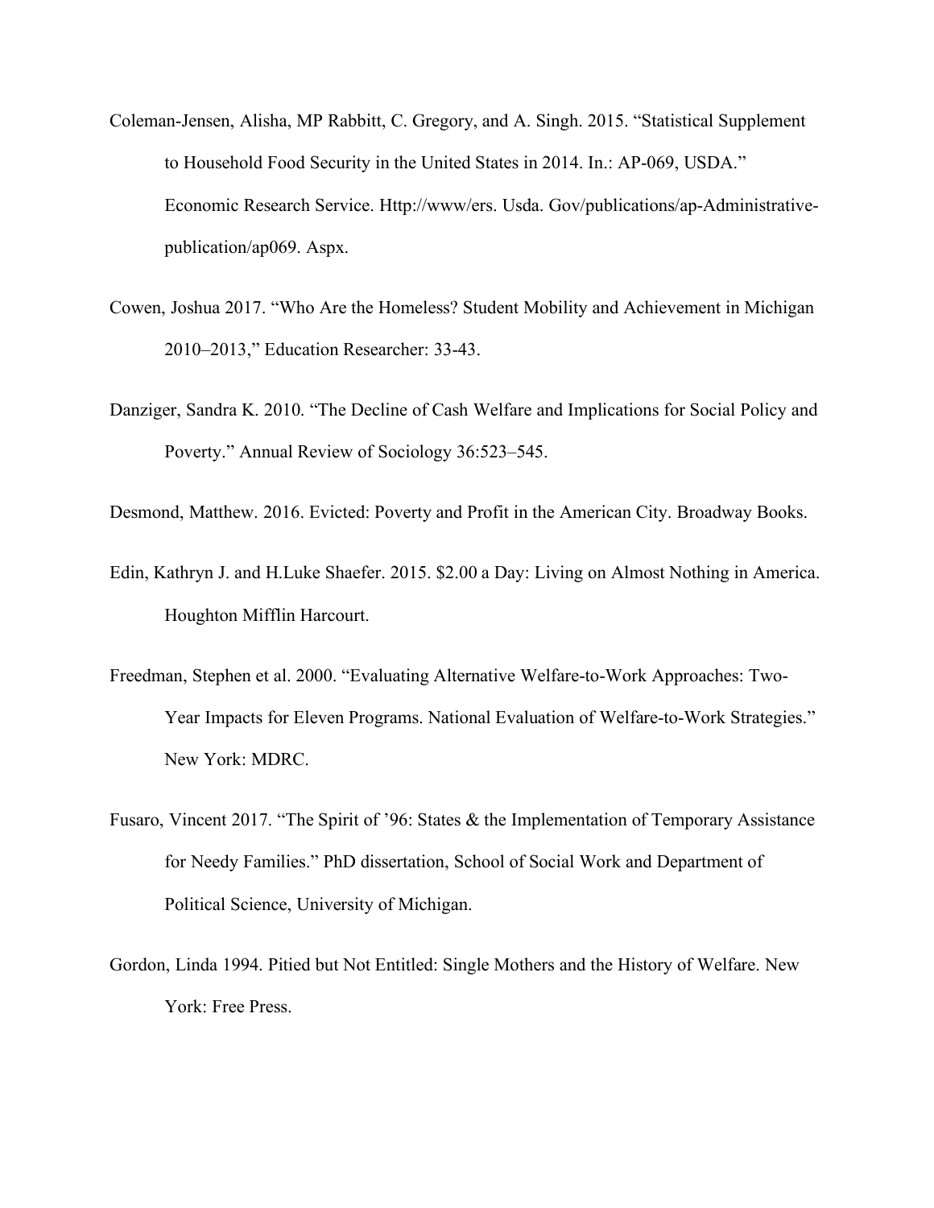Coleman-Jensen, Alisha, MP Rabbitt, C. Gregory, and A. Singh. 2015. "Statistical Supplement to Household Food Security in the United States in 2014. In.: AP-069, USDA." Economic Research Service. Http://www/ers. Usda. Gov/publications/ap-Administrative-publication/ap069. Aspx.

Cowen, Joshua 2017. "Who Are the Homeless? Student Mobility and Achievement in Michigan 2010–2013," Education Researcher: 33-43.

Danziger, Sandra K. 2010. "The Decline of Cash Welfare and Implications for Social Policy and Poverty." Annual Review of Sociology 36:523–545.

Desmond, Matthew. 2016. Evicted: Poverty and Profit in the American City. Broadway Books.

Edin, Kathryn J. and H.Luke Shaefer. 2015. $2.00 a Day: Living on Almost Nothing in America. Houghton Mifflin Harcourt.

Freedman, Stephen et al. 2000. "Evaluating Alternative Welfare-to-Work Approaches: Two-Year Impacts for Eleven Programs. National Evaluation of Welfare-to-Work Strategies." New York: MDRC.

Fusaro, Vincent 2017. "The Spirit of '96: States & the Implementation of Temporary Assistance for Needy Families." PhD dissertation, School of Social Work and Department of Political Science, University of Michigan.

Gordon, Linda 1994. Pitied but Not Entitled: Single Mothers and the History of Welfare. New York: Free Press.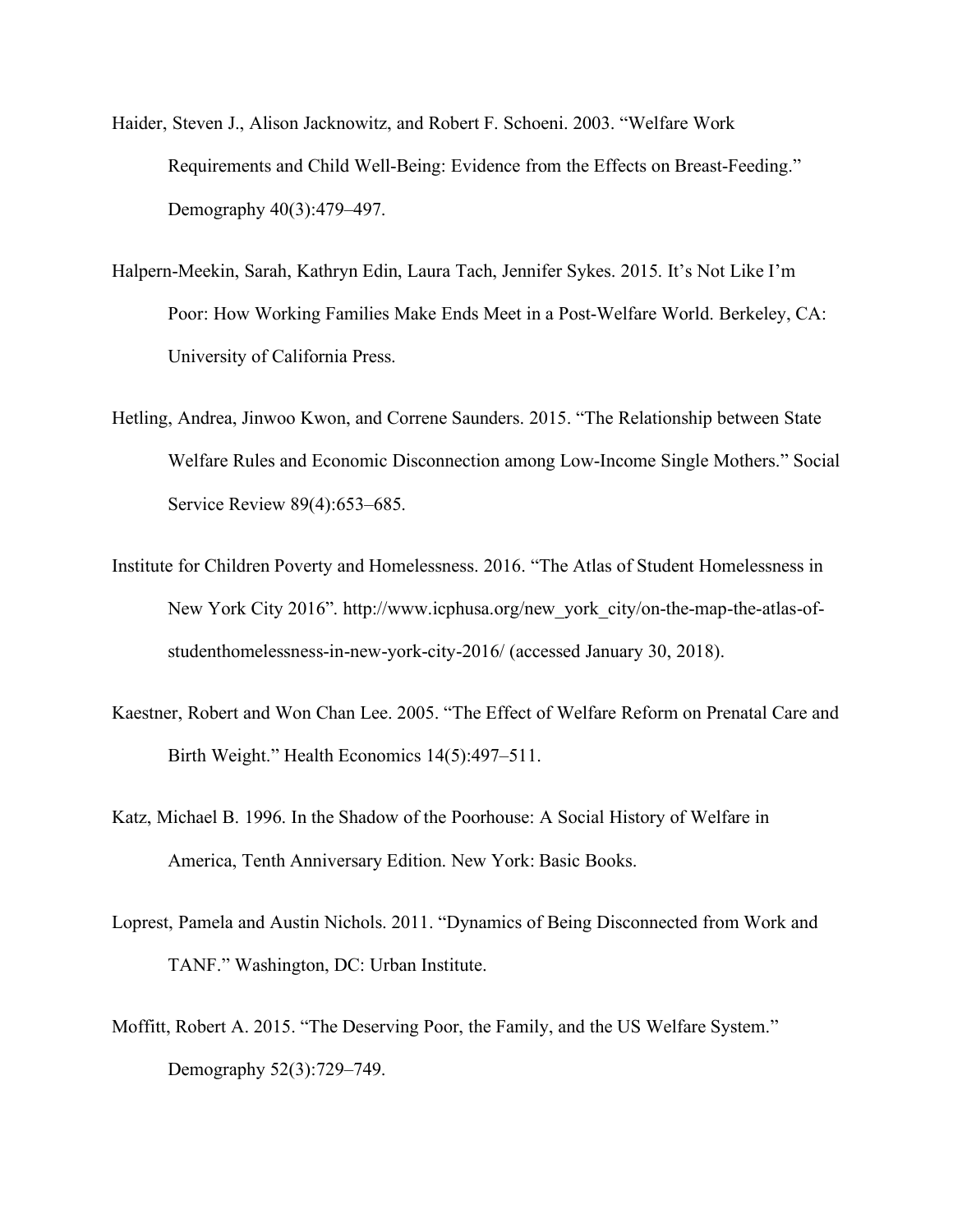Haider, Steven J., Alison Jacknowitz, and Robert F. Schoeni. 2003. "Welfare Work Requirements and Child Well-Being: Evidence from the Effects on Breast-Feeding." Demography 40(3):479–497.

Halpern-Meekin, Sarah, Kathryn Edin, Laura Tach, Jennifer Sykes. 2015. It's Not Like I'm Poor: How Working Families Make Ends Meet in a Post-Welfare World. Berkeley, CA: University of California Press.

Hetling, Andrea, Jinwoo Kwon, and Correne Saunders. 2015. "The Relationship between State Welfare Rules and Economic Disconnection among Low-Income Single Mothers." Social Service Review 89(4):653–685.

Institute for Children Poverty and Homelessness. 2016. "The Atlas of Student Homelessness in New York City 2016". http://www.icphusa.org/new_york_city/on-the-map-the-atlas-of-studenthomelessness-in-new-york-city-2016/ (accessed January 30, 2018).

Kaestner, Robert and Won Chan Lee. 2005. "The Effect of Welfare Reform on Prenatal Care and Birth Weight." Health Economics 14(5):497–511.

Katz, Michael B. 1996. In the Shadow of the Poorhouse: A Social History of Welfare in America, Tenth Anniversary Edition. New York: Basic Books.

Loprest, Pamela and Austin Nichols. 2011. "Dynamics of Being Disconnected from Work and TANF." Washington, DC: Urban Institute.

Moffitt, Robert A. 2015. "The Deserving Poor, the Family, and the US Welfare System." Demography 52(3):729–749.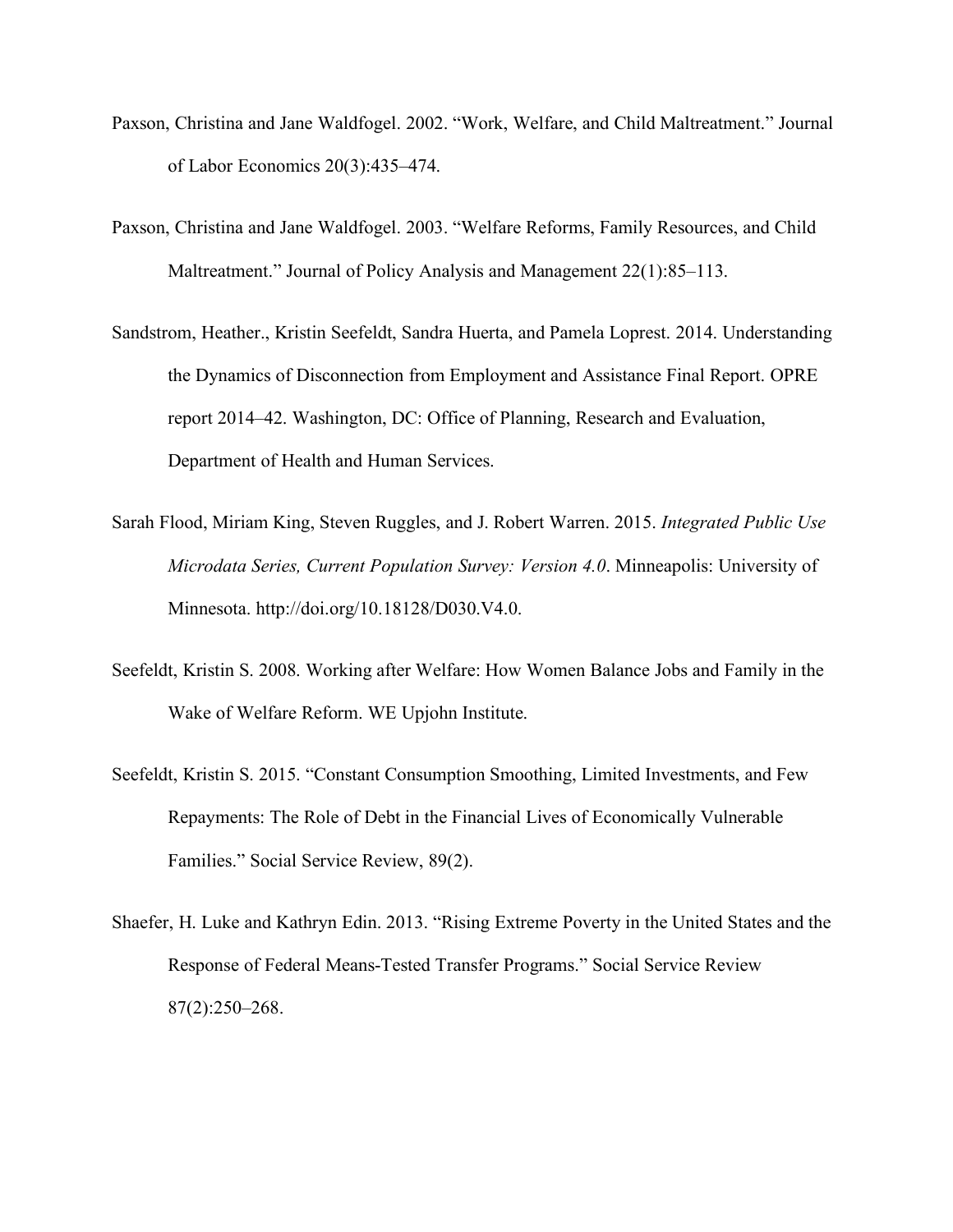Paxson, Christina and Jane Waldfogel. 2002. "Work, Welfare, and Child Maltreatment." Journal of Labor Economics 20(3):435–474.

Paxson, Christina and Jane Waldfogel. 2003. "Welfare Reforms, Family Resources, and Child Maltreatment." Journal of Policy Analysis and Management 22(1):85–113.

Sandstrom, Heather., Kristin Seefeldt, Sandra Huerta, and Pamela Loprest. 2014. Understanding the Dynamics of Disconnection from Employment and Assistance Final Report. OPRE report 2014–42. Washington, DC: Office of Planning, Research and Evaluation, Department of Health and Human Services.

Sarah Flood, Miriam King, Steven Ruggles, and J. Robert Warren. 2015. *Integrated Public Use Microdata Series, Current Population Survey: Version 4.0*. Minneapolis: University of Minnesota. http://doi.org/10.18128/D030.V4.0.

Seefeldt, Kristin S. 2008. Working after Welfare: How Women Balance Jobs and Family in the Wake of Welfare Reform. WE Upjohn Institute.

Seefeldt, Kristin S. 2015. "Constant Consumption Smoothing, Limited Investments, and Few Repayments: The Role of Debt in the Financial Lives of Economically Vulnerable Families." Social Service Review, 89(2).

Shaefer, H. Luke and Kathryn Edin. 2013. "Rising Extreme Poverty in the United States and the Response of Federal Means-Tested Transfer Programs." Social Service Review 87(2):250–268.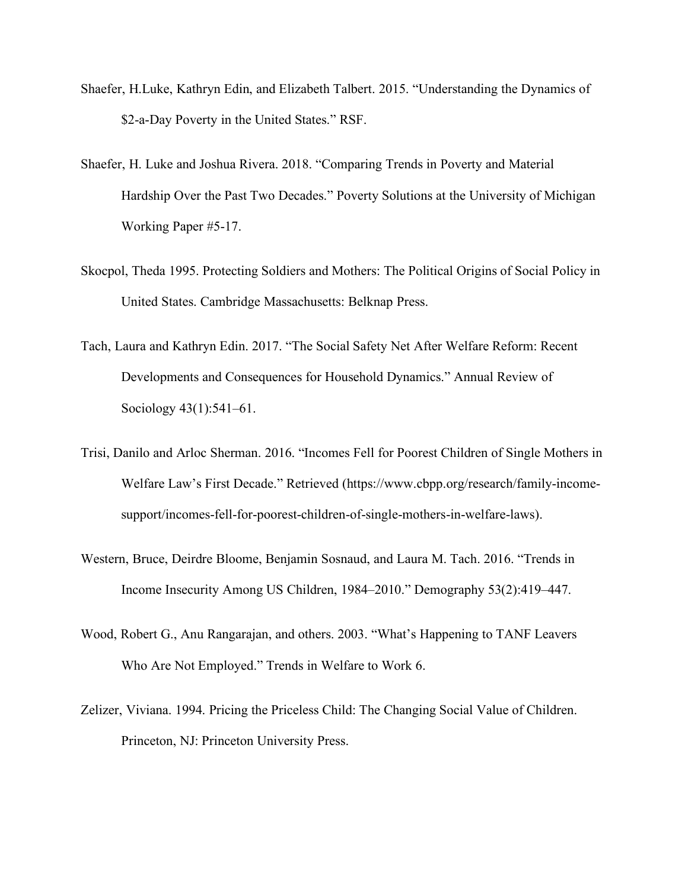Shaefer, H.Luke, Kathryn Edin, and Elizabeth Talbert. 2015. "Understanding the Dynamics of $2-a-Day Poverty in the United States." RSF.

Shaefer, H. Luke and Joshua Rivera. 2018. "Comparing Trends in Poverty and Material Hardship Over the Past Two Decades." Poverty Solutions at the University of Michigan Working Paper #5-17.

Skocpol, Theda 1995. Protecting Soldiers and Mothers: The Political Origins of Social Policy in United States. Cambridge Massachusetts: Belknap Press.

Tach, Laura and Kathryn Edin. 2017. "The Social Safety Net After Welfare Reform: Recent Developments and Consequences for Household Dynamics." Annual Review of Sociology 43(1):541–61.

Trisi, Danilo and Arloc Sherman. 2016. "Incomes Fell for Poorest Children of Single Mothers in Welfare Law's First Decade." Retrieved (https://www.cbpp.org/research/family-income-support/incomes-fell-for-poorest-children-of-single-mothers-in-welfare-laws).

Western, Bruce, Deirdre Bloome, Benjamin Sosnaud, and Laura M. Tach. 2016. "Trends in Income Insecurity Among US Children, 1984–2010." Demography 53(2):419–447.

Wood, Robert G., Anu Rangarajan, and others. 2003. "What's Happening to TANF Leavers Who Are Not Employed." Trends in Welfare to Work 6.

Zelizer, Viviana. 1994. Pricing the Priceless Child: The Changing Social Value of Children. Princeton, NJ: Princeton University Press.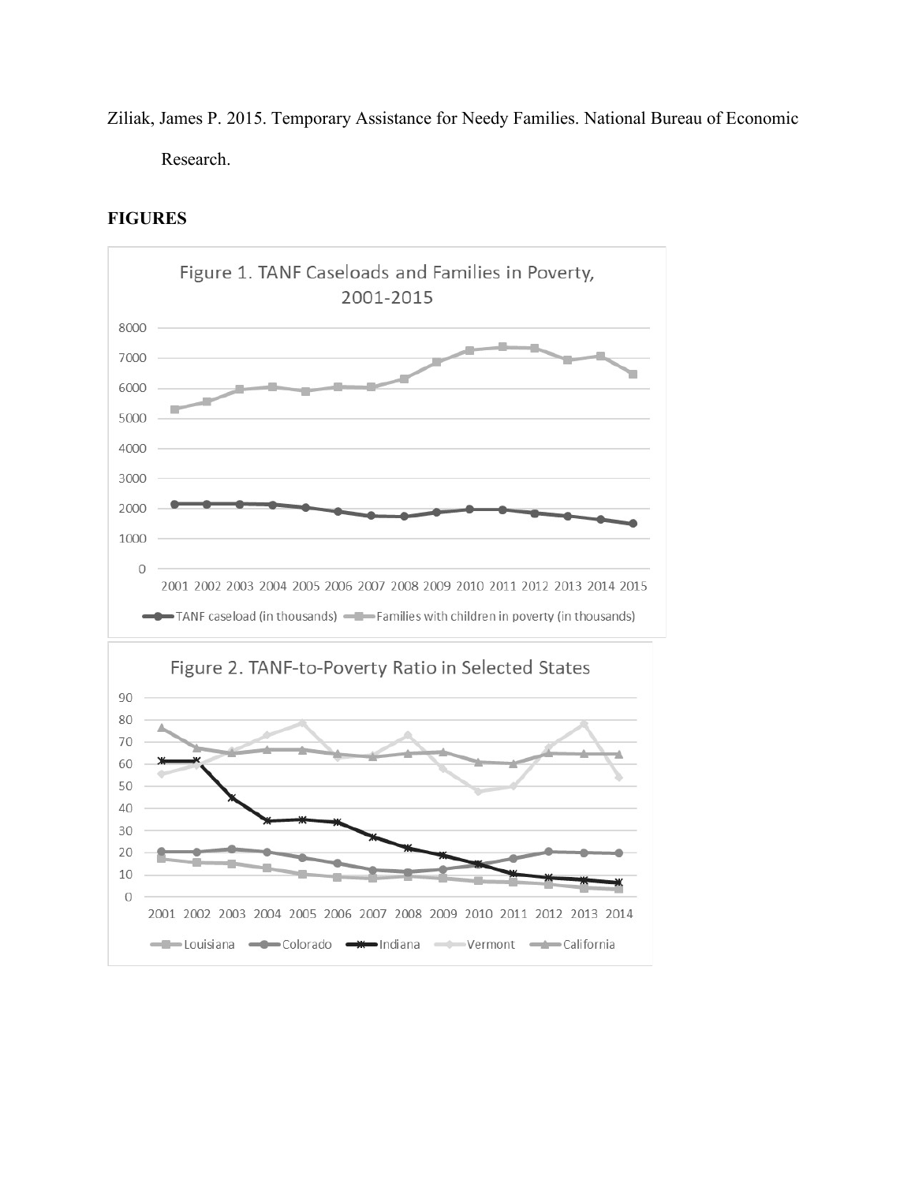Ziliak, James P. 2015. Temporary Assistance for Needy Families. National Bureau of Economic Research.

**FIGURES**

Figure 1. TANF Caseloads and Families in Poverty, 2001-2015

8000
7000
6000
5000
4000
3000
2000
1000
0

2001 2002 2003 2004 2005 2006 2007 2008 2009 2010 2011 2012 2013 2014 2015

TANF caseload (in thousands)
Families with children in poverty (in thousands)

Figure 2. TANF-to-Poverty Ratio in Selected States

90
80
70
60
50
40
30
20
10
0

2001 2002 2003 2004 2005 2006 2007 2008 2009 2010 2011 2012 2013 2014

Louisiana
Colorado
Indiana
Vermont
California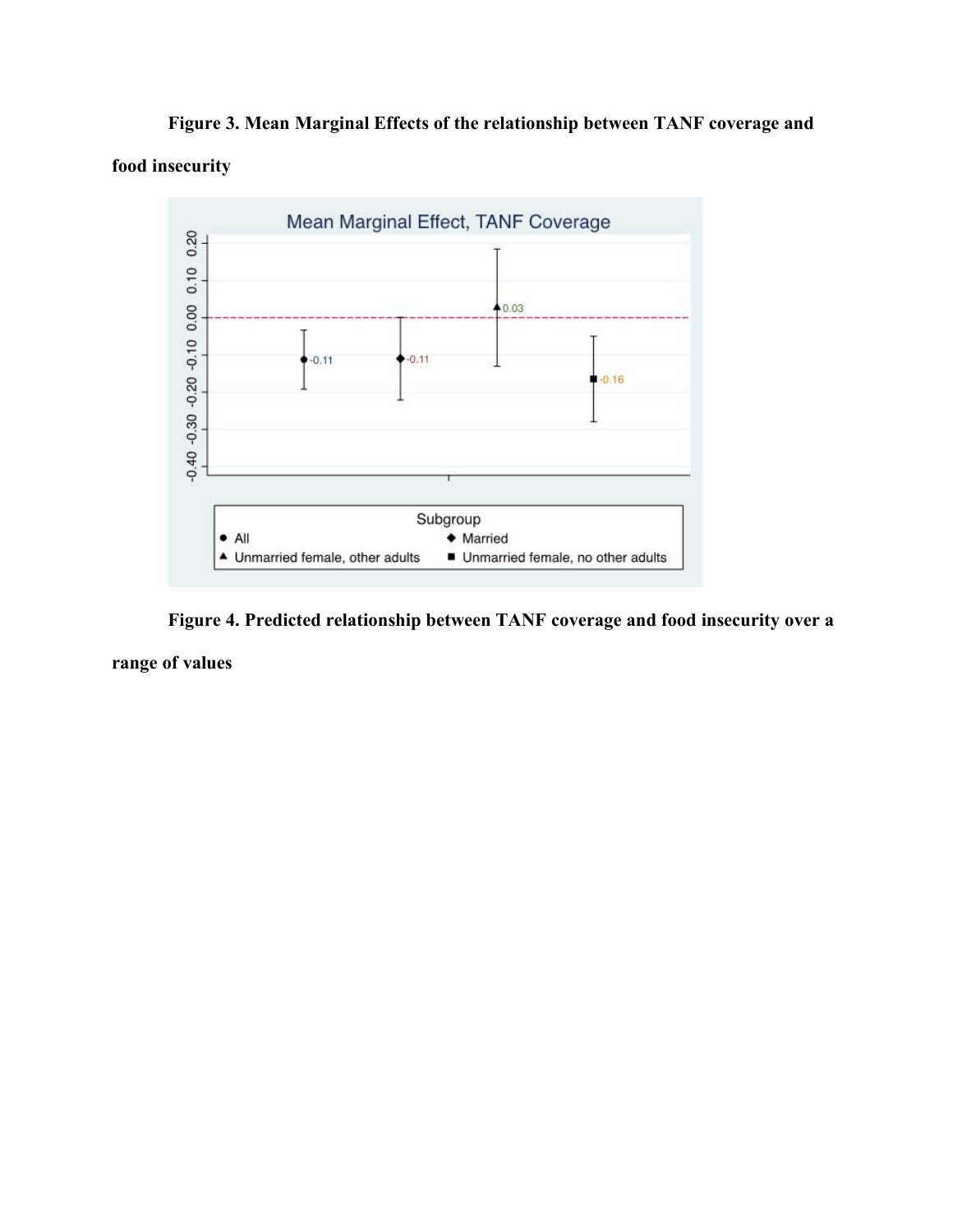**Figure 3. Mean Marginal Effects of the relationship between TANF coverage and food insecurity**

**Figure 4. Predicted relationship between TANF coverage and food insecurity over a range of values**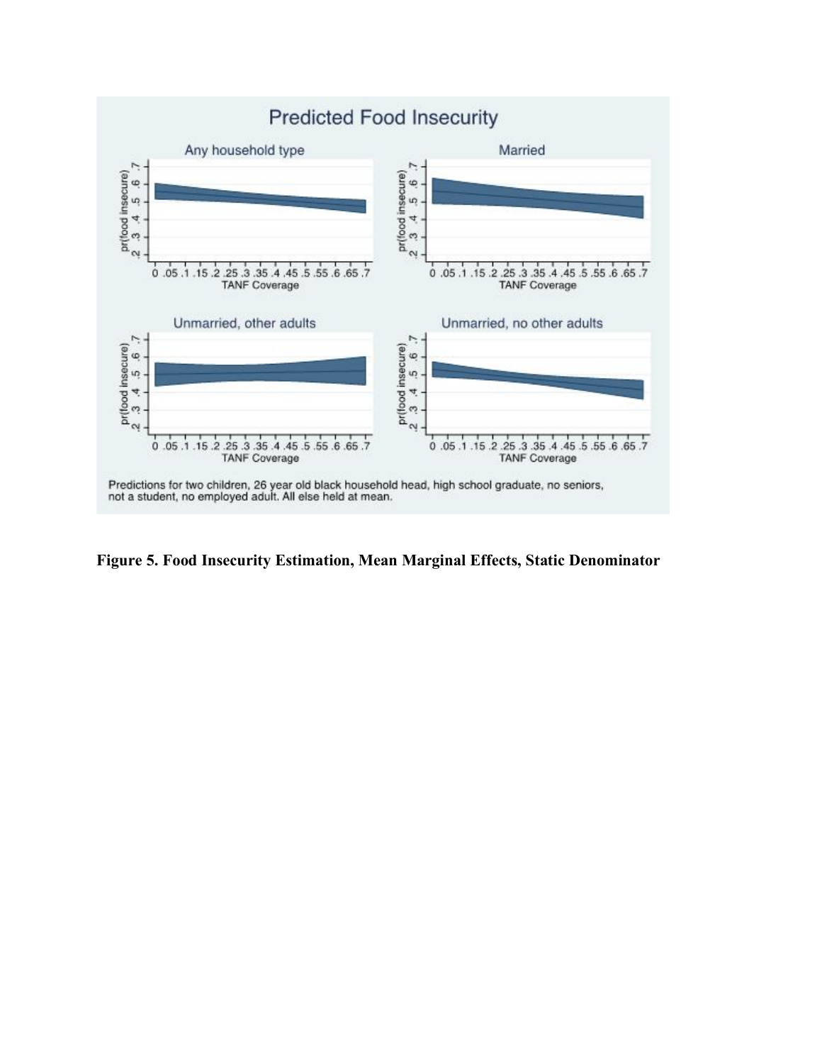Predicted Food Insecurity

Any household type

Married

Unmarried, other adults

Unmarried, no other adults

pr(food insecure)

.2 .3 .4 .5 .6 .7

0 .05 .1 .15 .2 .25 .3 .35 .4 .45 .5 .55 .6 .65 .7

TANF Coverage

Predictions for two children, 26 year old black household head, high school graduate, no seniors, not a student, no employed adult. All else held at mean.

**Figure 5. Food Insecurity Estimation, Mean Marginal Effects, Static Denominator**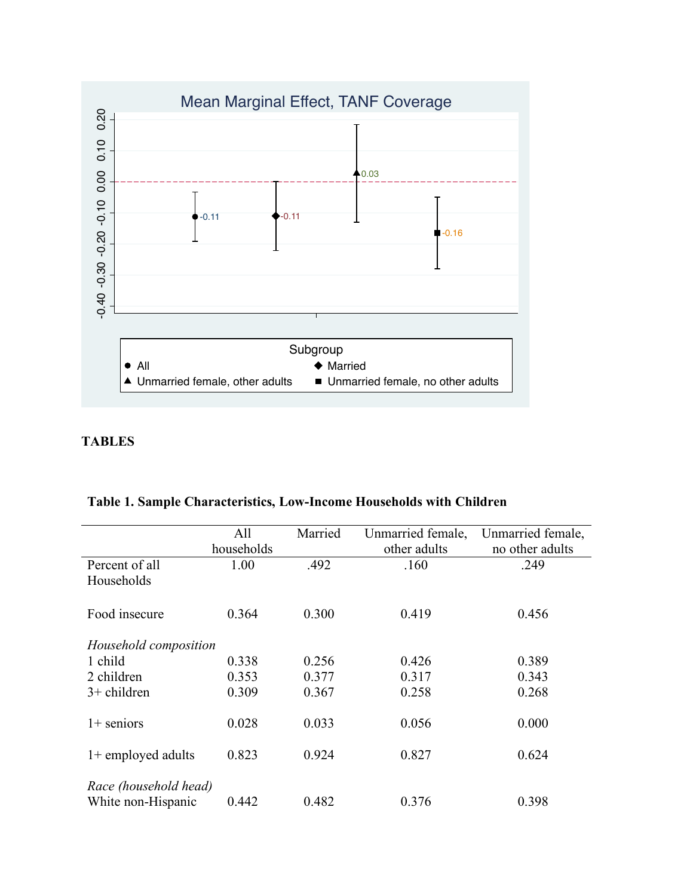Mean Marginal Effect, TANF Coverage

Subgroup: All (-0.11); Married (-0.11); Unmarried female, other adults (0.03); Unmarried female, no other adults (-0.16)

**TABLES**

**Table 1. Sample Characteristics, Low-Income Households with Children**

| | All households | Married | Unmarried female, other adults | Unmarried female, no other adults |
|---|---|---|---|---|
| Percent of all Households | 1.00 | .492 | .160 | .249 |
| Food insecure | 0.364 | 0.300 | 0.419 | 0.456 |
| *Household composition* | | | | |
| 1 child | 0.338 | 0.256 | 0.426 | 0.389 |
| 2 children | 0.353 | 0.377 | 0.317 | 0.343 |
| 3+ children | 0.309 | 0.367 | 0.258 | 0.268 |
| 1+ seniors | 0.028 | 0.033 | 0.056 | 0.000 |
| 1+ employed adults | 0.823 | 0.924 | 0.827 | 0.624 |
| *Race (household head)* | | | | |
| White non-Hispanic | 0.442 | 0.482 | 0.376 | 0.398 |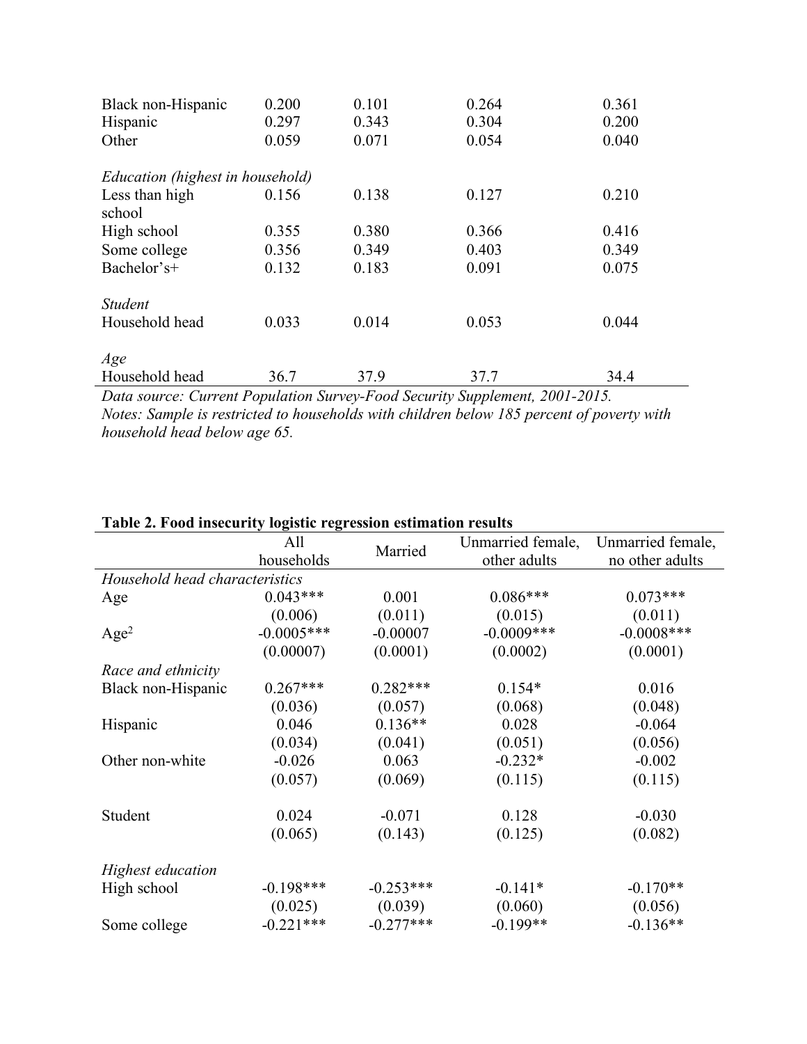| | | | | |
|---|---|---|---|---|
| Black non-Hispanic | 0.200 | 0.101 | 0.264 | 0.361 |
| Hispanic | 0.297 | 0.343 | 0.304 | 0.200 |
| Other | 0.059 | 0.071 | 0.054 | 0.040 |
| *Education (highest in household)* | | | | |
| Less than high school | 0.156 | 0.138 | 0.127 | 0.210 |
| High school | 0.355 | 0.380 | 0.366 | 0.416 |
| Some college | 0.356 | 0.349 | 0.403 | 0.349 |
| Bachelor's+ | 0.132 | 0.183 | 0.091 | 0.075 |
| *Student* | | | | |
| Household head | 0.033 | 0.014 | 0.053 | 0.044 |
| *Age* | | | | |
| Household head | 36.7 | 37.9 | 37.7 | 34.4 |

*Data source: Current Population Survey-Food Security Supplement, 2001-2015.*
*Notes: Sample is restricted to households with children below 185 percent of poverty with household head below age 65.*

**Table 2. Food insecurity logistic regression estimation results**

| | All households | Married | Unmarried female, other adults | Unmarried female, no other adults |
|---|---|---|---|---|
| *Household head characteristics* | | | | |
| Age | 0.043*** | 0.001 | 0.086*** | 0.073*** |
| | (0.006) | (0.011) | (0.015) | (0.011) |
| $Age^2$ | -0.0005*** | -0.00007 | -0.0009*** | -0.0008*** |
| | (0.00007) | (0.0001) | (0.0002) | (0.0001) |
| *Race and ethnicity* | | | | |
| Black non-Hispanic | 0.267*** | 0.282*** | 0.154* | 0.016 |
| | (0.036) | (0.057) | (0.068) | (0.048) |
| Hispanic | 0.046 | 0.136** | 0.028 | -0.064 |
| | (0.034) | (0.041) | (0.051) | (0.056) |
| Other non-white | -0.026 | 0.063 | -0.232* | -0.002 |
| | (0.057) | (0.069) | (0.115) | (0.115) |
| Student | 0.024 | -0.071 | 0.128 | -0.030 |
| | (0.065) | (0.143) | (0.125) | (0.082) |
| *Highest education* | | | | |
| High school | -0.198*** | -0.253*** | -0.141* | -0.170** |
| | (0.025) | (0.039) | (0.060) | (0.056) |
| Some college | -0.221*** | -0.277*** | -0.199** | -0.136** |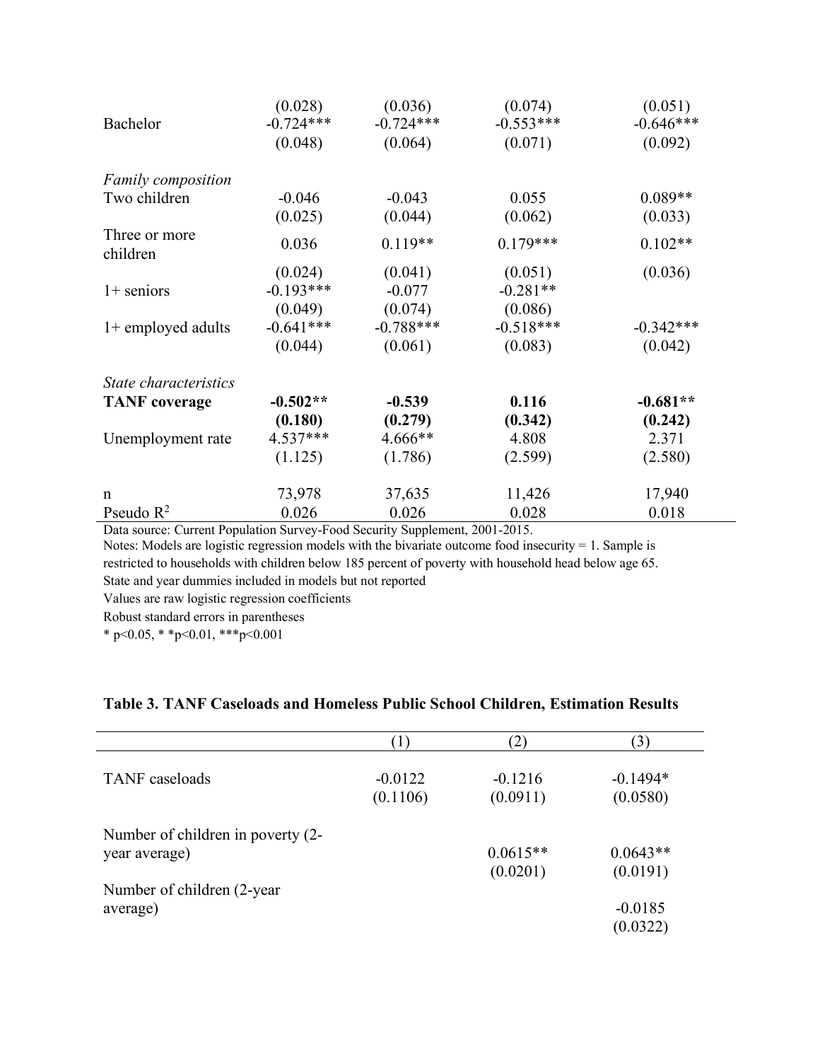| | | | | |
|---|---|---|---|---|
| | (0.028) | (0.036) | (0.074) | (0.051) |
| Bachelor | -0.724*** | -0.724*** | -0.553*** | -0.646*** |
| | (0.048) | (0.064) | (0.071) | (0.092) |
| *Family composition* | | | | |
| Two children | -0.046 | -0.043 | 0.055 | 0.089** |
| | (0.025) | (0.044) | (0.062) | (0.033) |
| Three or more children | 0.036 | 0.119** | 0.179*** | 0.102** |
| | (0.024) | (0.041) | (0.051) | (0.036) |
| 1+ seniors | -0.193*** | -0.077 | -0.281** | |
| | (0.049) | (0.074) | (0.086) | |
| 1+ employed adults | -0.641*** | -0.788*** | -0.518*** | -0.342*** |
| | (0.044) | (0.061) | (0.083) | (0.042) |
| *State characteristics* | | | | |
| **TANF coverage** | **-0.502**** | **-0.539** | **0.116** | **-0.681**** |
| | **(0.180)** | **(0.279)** | **(0.342)** | **(0.242)** |
| Unemployment rate | 4.537*** | 4.666** | 4.808 | 2.371 |
| | (1.125) | (1.786) | (2.599) | (2.580) |
| n | 73,978 | 37,635 | 11,426 | 17,940 |
| Pseudo $R^2$ | 0.026 | 0.026 | 0.028 | 0.018 |

Data source: Current Population Survey-Food Security Supplement, 2001-2015.
Notes: Models are logistic regression models with the bivariate outcome food insecurity = 1. Sample is restricted to households with children below 185 percent of poverty with household head below age 65.
State and year dummies included in models but not reported
Values are raw logistic regression coefficients
Robust standard errors in parentheses
* p<0.05, * *p<0.01, ***p<0.001

**Table 3. TANF Caseloads and Homeless Public School Children, Estimation Results**

| | (1) | (2) | (3) |
|---|---|---|---|
| TANF caseloads | -0.0122 | -0.1216 | -0.1494* |
| | (0.1106) | (0.0911) | (0.0580) |
| Number of children in poverty (2-year average) | | 0.0615** | 0.0643** |
| | | (0.0201) | (0.0191) |
| Number of children (2-year average) | | | -0.0185 |
| | | | (0.0322) |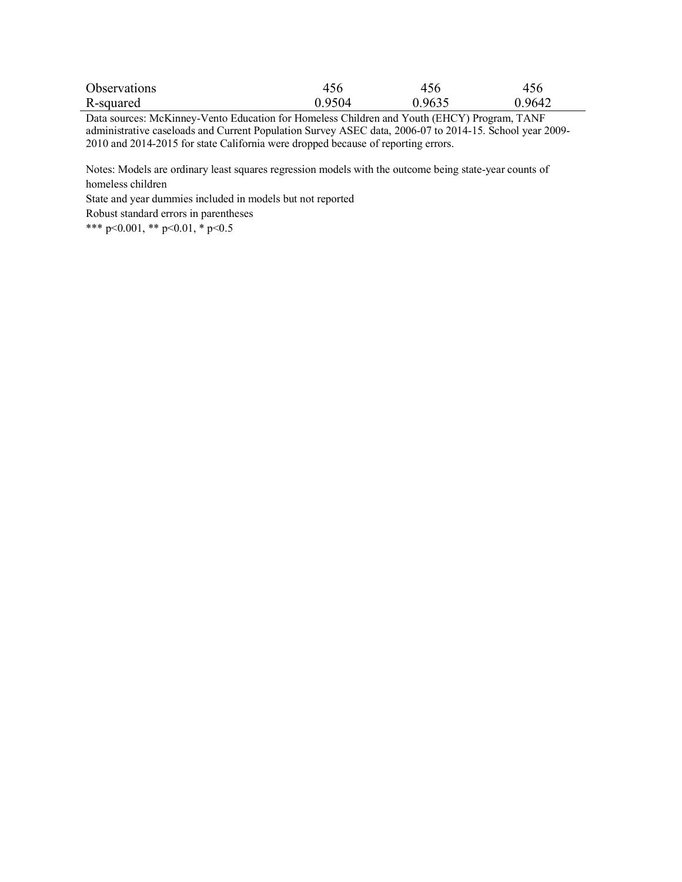| | | | |
|---|---|---|---|
| Observations | 456 | 456 | 456 |
| R-squared | 0.9504 | 0.9635 | 0.9642 |

Data sources: McKinney-Vento Education for Homeless Children and Youth (EHCY) Program, TANF administrative caseloads and Current Population Survey ASEC data, 2006-07 to 2014-15. School year 2009-2010 and 2014-2015 for state California were dropped because of reporting errors.

Notes: Models are ordinary least squares regression models with the outcome being state-year counts of homeless children

State and year dummies included in models but not reported

Robust standard errors in parentheses

*** $p<0.001$, ** $p<0.01$, * $p<0.5$